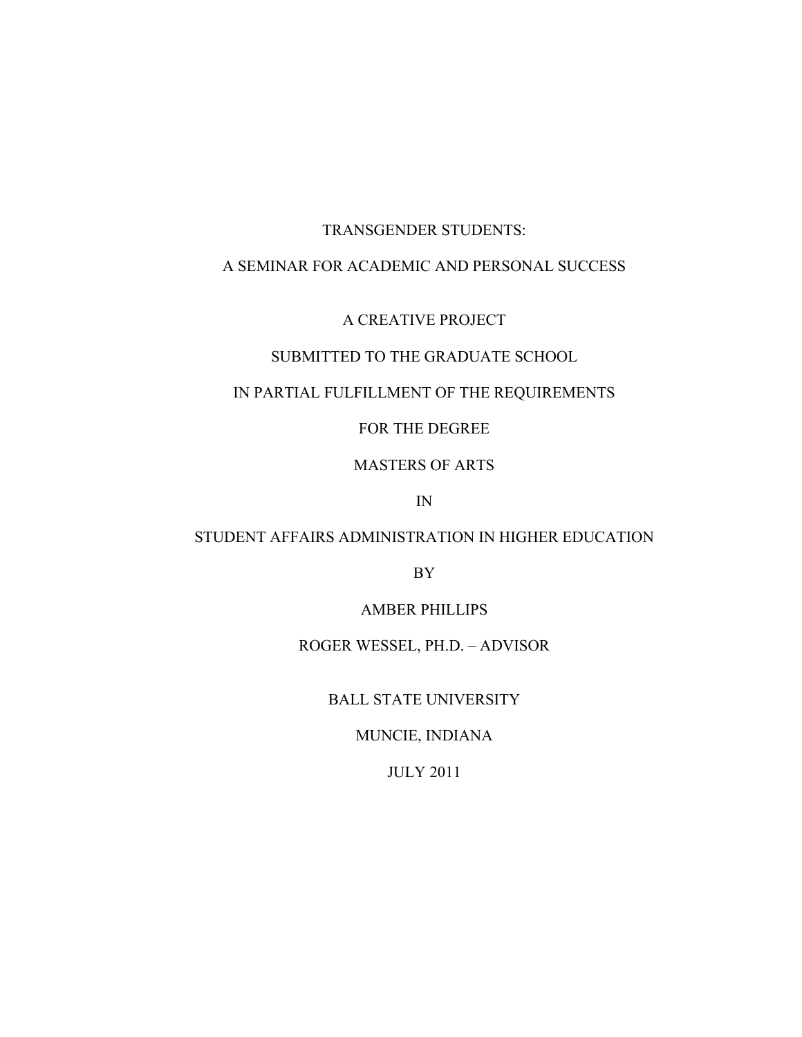# TRANSGENDER STUDENTS:

# A SEMINAR FOR ACADEMIC AND PERSONAL SUCCESS

A CREATIVE PROJECT

SUBMITTED TO THE GRADUATE SCHOOL

IN PARTIAL FULFILLMENT OF THE REQUIREMENTS

FOR THE DEGREE

MASTERS OF ARTS

IN

STUDENT AFFAIRS ADMINISTRATION IN HIGHER EDUCATION

BY

AMBER PHILLIPS

ROGER WESSEL, PH.D. – ADVISOR

BALL STATE UNIVERSITY

MUNCIE, INDIANA

JULY 2011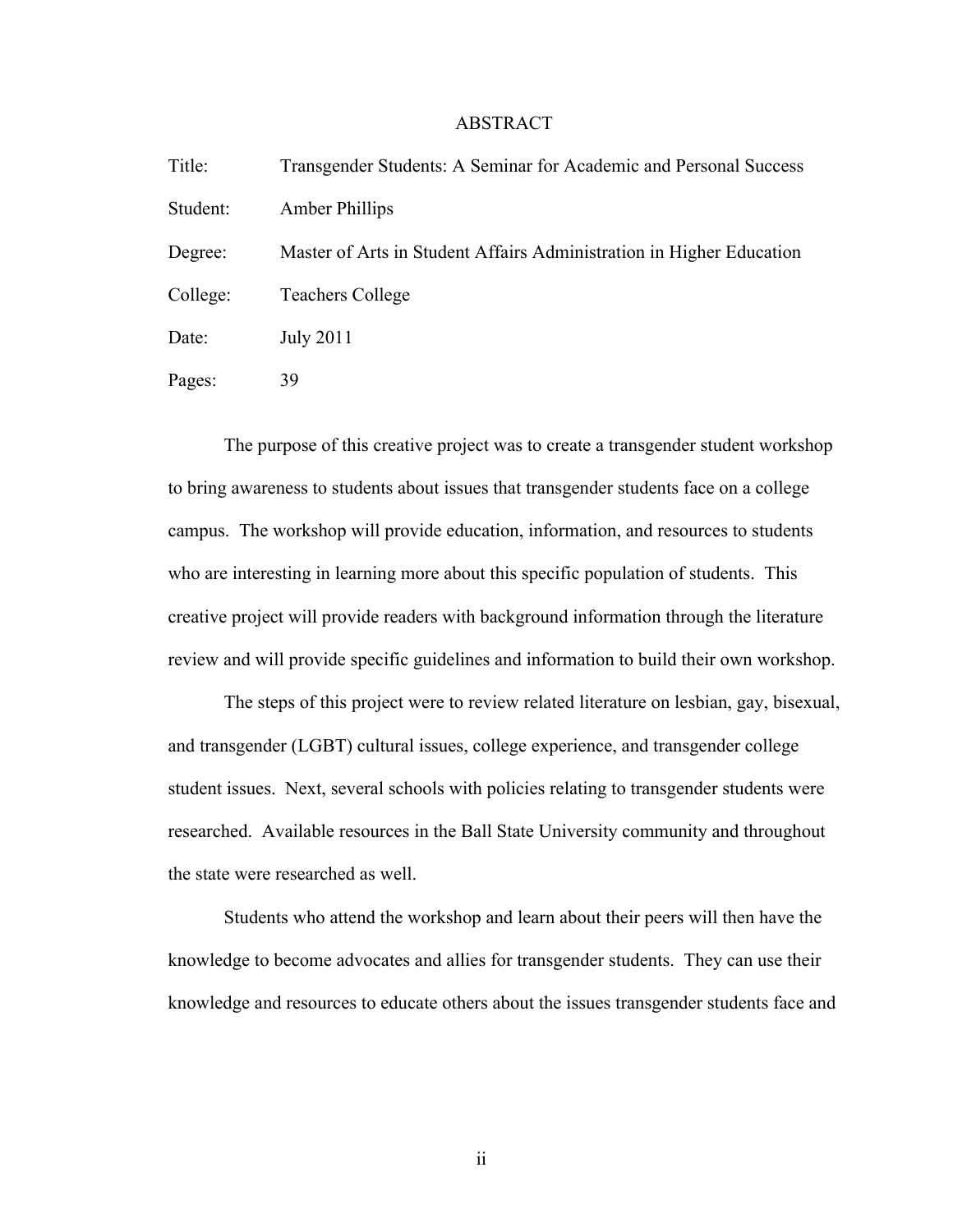# ABSTRACT

Title: Transgender Students: A Seminar for Academic and Personal Success

Student: Amber Phillips

Degree: Master of Arts in Student Affairs Administration in Higher Education

College: Teachers College

Date: July 2011

Pages: 39

The purpose of this creative project was to create a transgender student workshop to bring awareness to students about issues that transgender students face on a college campus. The workshop will provide education, information, and resources to students who are interesting in learning more about this specific population of students. This creative project will provide readers with background information through the literature review and will provide specific guidelines and information to build their own workshop.

The steps of this project were to review related literature on lesbian, gay, bisexual, and transgender (LGBT) cultural issues, college experience, and transgender college student issues. Next, several schools with policies relating to transgender students were researched. Available resources in the Ball State University community and throughout the state were researched as well.

Students who attend the workshop and learn about their peers will then have the knowledge to become advocates and allies for transgender students. They can use their knowledge and resources to educate others about the issues transgender students face and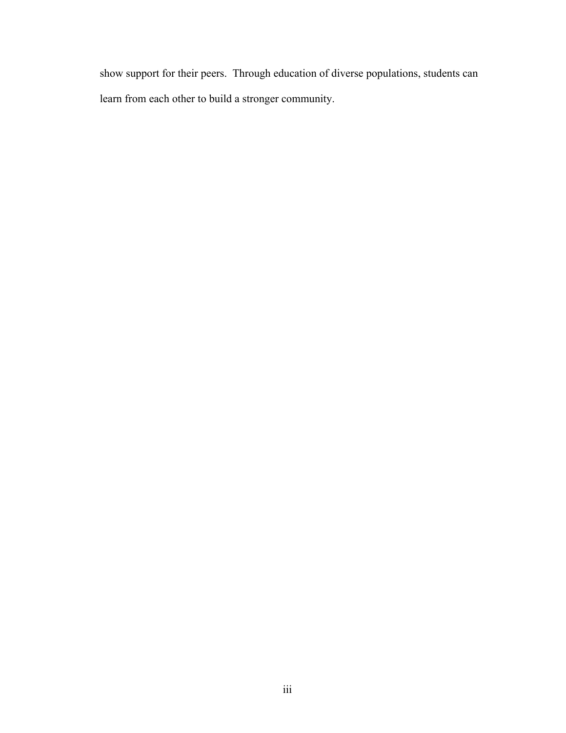show support for their peers. Through education of diverse populations, students can learn from each other to build a stronger community.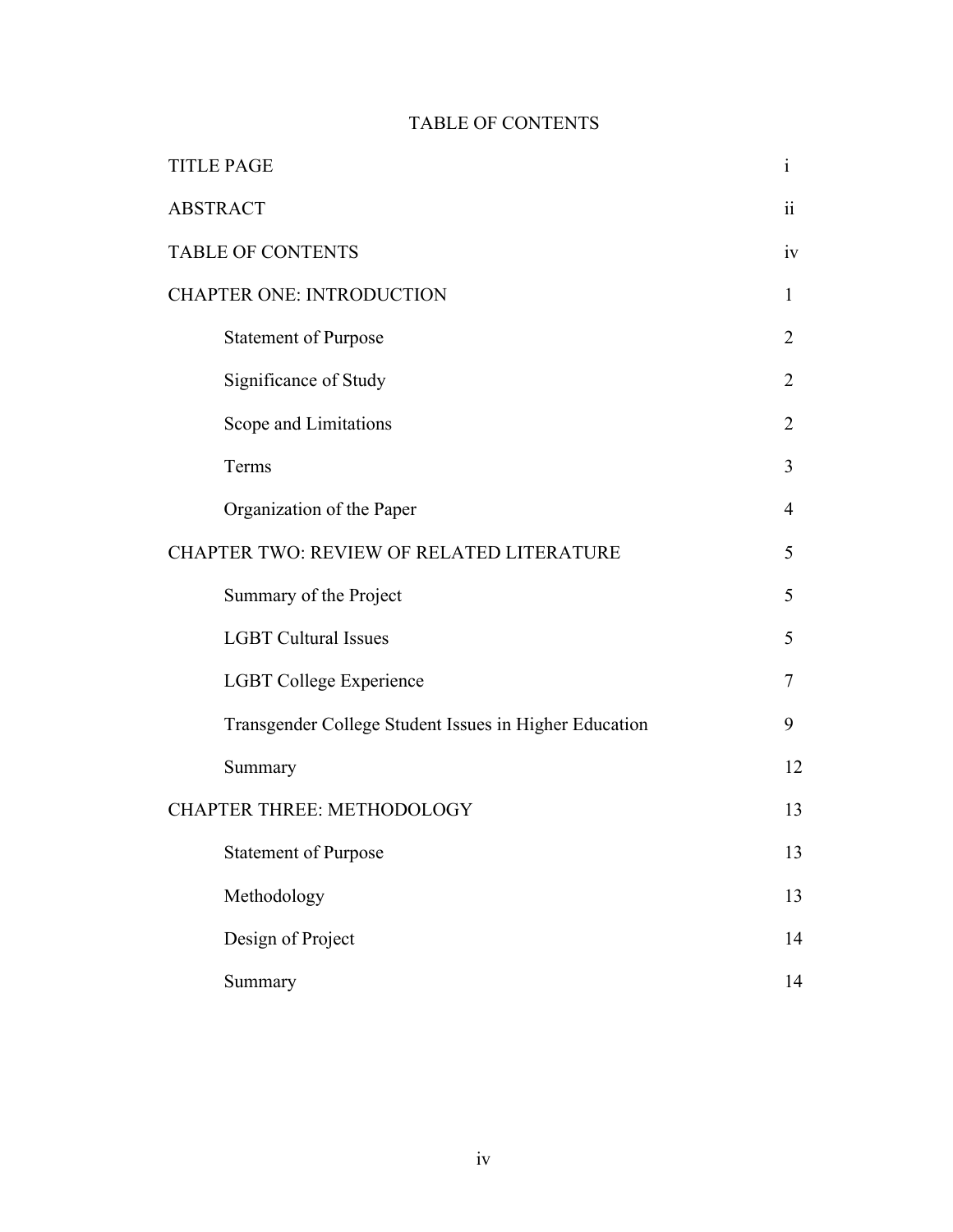# TABLE OF CONTENTS

| | |
|---|---|
| TITLE PAGE | i |
| ABSTRACT | ii |
| TABLE OF CONTENTS | iv |
| CHAPTER ONE: INTRODUCTION | 1 |
| Statement of Purpose | 2 |
| Significance of Study | 2 |
| Scope and Limitations | 2 |
| Terms | 3 |
| Organization of the Paper | 4 |
| CHAPTER TWO: REVIEW OF RELATED LITERATURE | 5 |
| Summary of the Project | 5 |
| LGBT Cultural Issues | 5 |
| LGBT College Experience | 7 |
| Transgender College Student Issues in Higher Education | 9 |
| Summary | 12 |
| CHAPTER THREE: METHODOLOGY | 13 |
| Statement of Purpose | 13 |
| Methodology | 13 |
| Design of Project | 14 |
| Summary | 14 |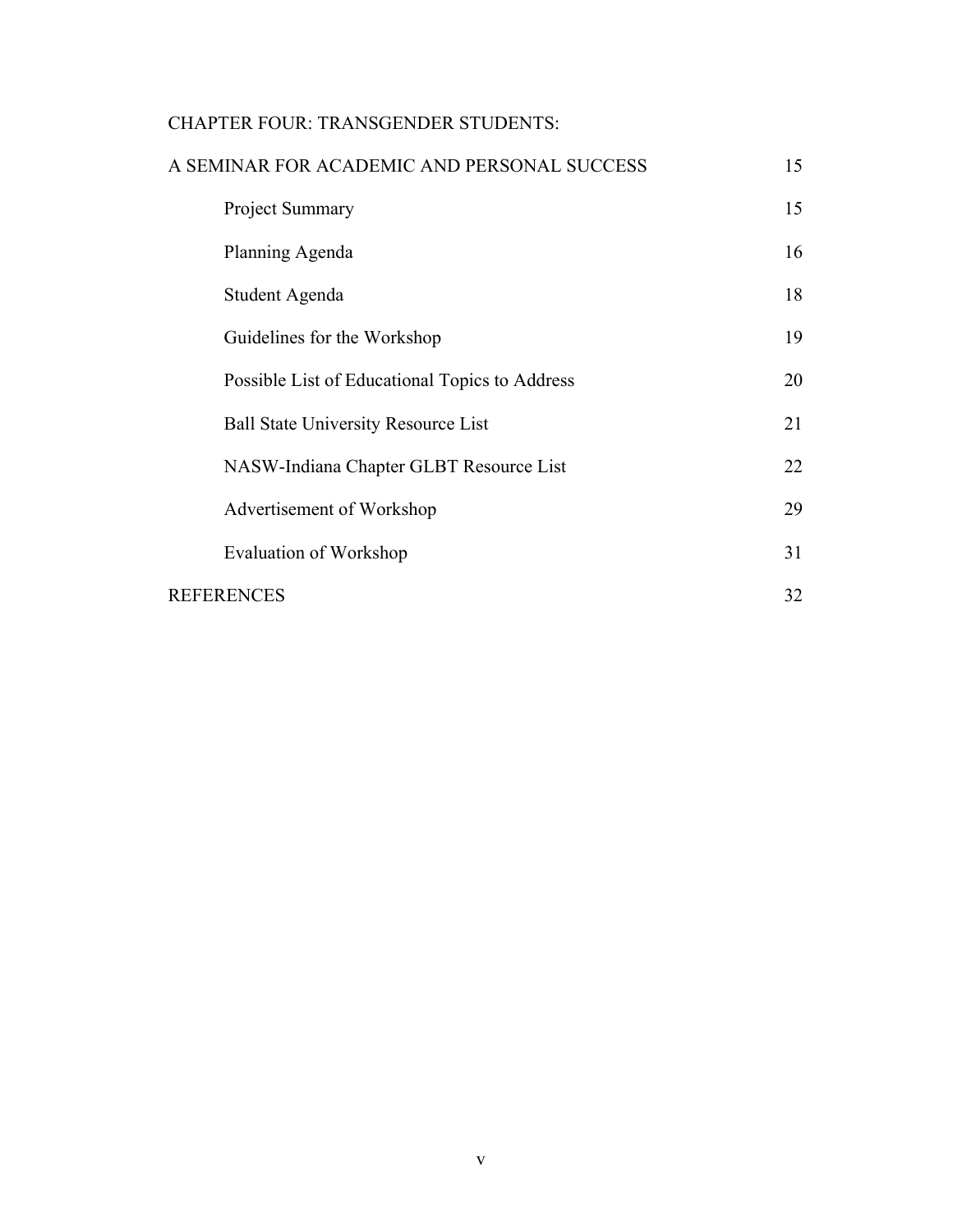CHAPTER FOUR: TRANSGENDER STUDENTS:

A SEMINAR FOR ACADEMIC AND PERSONAL SUCCESS 15

- Project Summary 15
- Planning Agenda 16
- Student Agenda 18
- Guidelines for the Workshop 19
- Possible List of Educational Topics to Address 20
- Ball State University Resource List 21
- NASW-Indiana Chapter GLBT Resource List 22
- Advertisement of Workshop 29
- Evaluation of Workshop 31

REFERENCES 32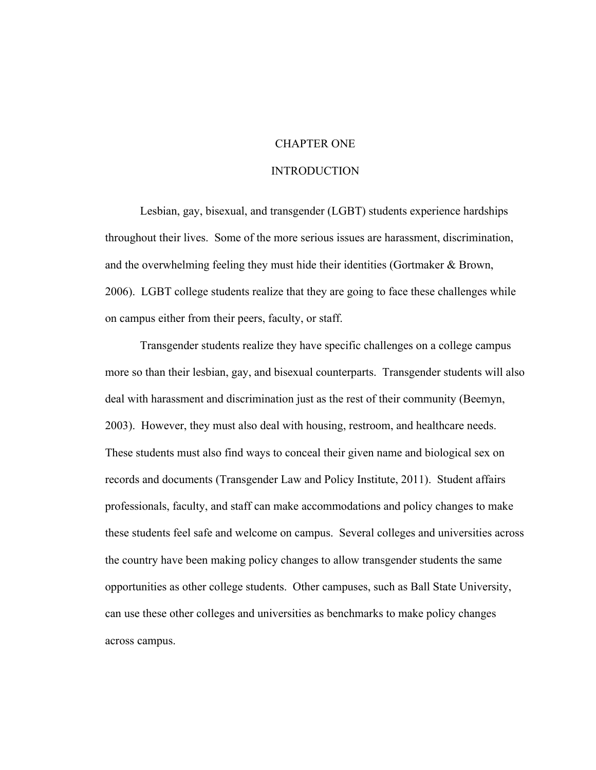# CHAPTER ONE

## INTRODUCTION

Lesbian, gay, bisexual, and transgender (LGBT) students experience hardships throughout their lives. Some of the more serious issues are harassment, discrimination, and the overwhelming feeling they must hide their identities (Gortmaker & Brown, 2006). LGBT college students realize that they are going to face these challenges while on campus either from their peers, faculty, or staff.

Transgender students realize they have specific challenges on a college campus more so than their lesbian, gay, and bisexual counterparts. Transgender students will also deal with harassment and discrimination just as the rest of their community (Beemyn, 2003). However, they must also deal with housing, restroom, and healthcare needs. These students must also find ways to conceal their given name and biological sex on records and documents (Transgender Law and Policy Institute, 2011). Student affairs professionals, faculty, and staff can make accommodations and policy changes to make these students feel safe and welcome on campus. Several colleges and universities across the country have been making policy changes to allow transgender students the same opportunities as other college students. Other campuses, such as Ball State University, can use these other colleges and universities as benchmarks to make policy changes across campus.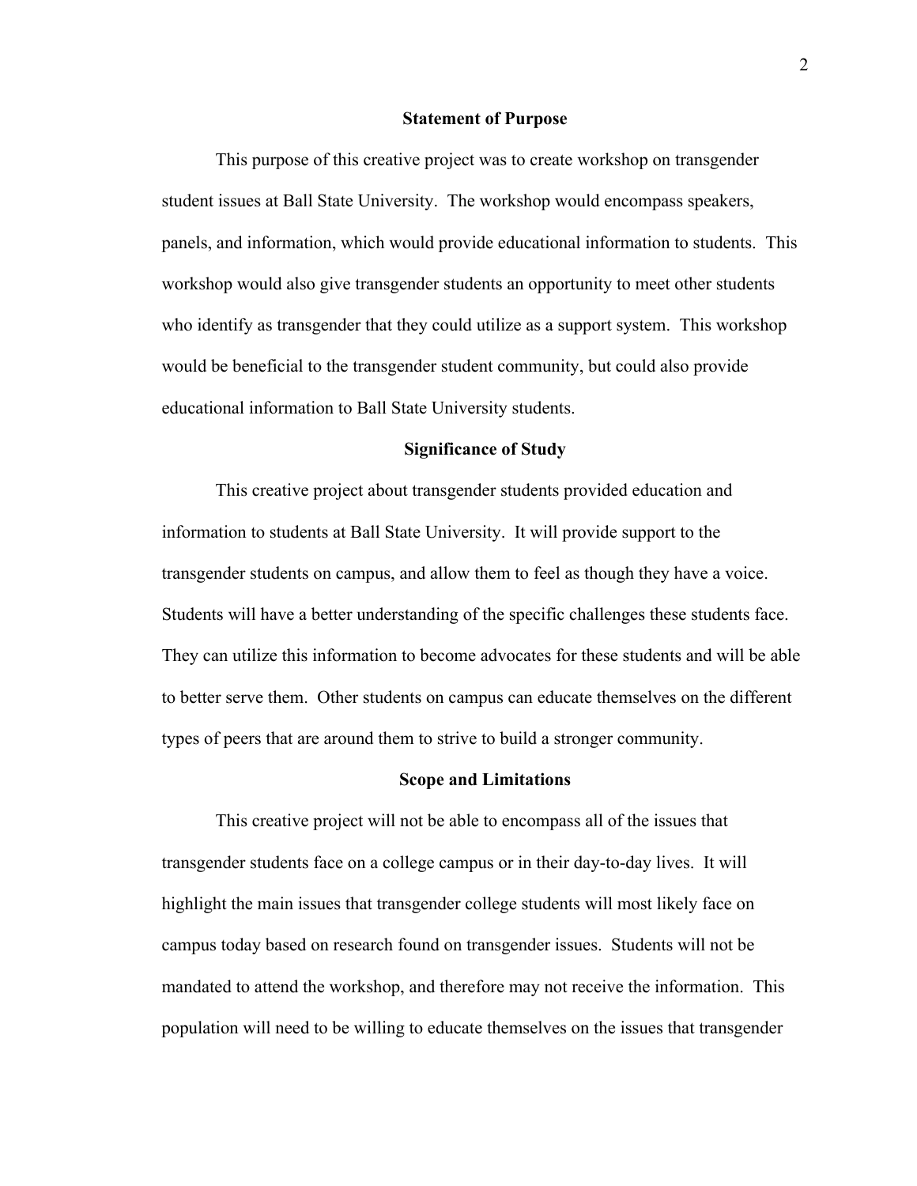## Statement of Purpose

This purpose of this creative project was to create workshop on transgender student issues at Ball State University. The workshop would encompass speakers, panels, and information, which would provide educational information to students. This workshop would also give transgender students an opportunity to meet other students who identify as transgender that they could utilize as a support system. This workshop would be beneficial to the transgender student community, but could also provide educational information to Ball State University students.

## Significance of Study

This creative project about transgender students provided education and information to students at Ball State University. It will provide support to the transgender students on campus, and allow them to feel as though they have a voice. Students will have a better understanding of the specific challenges these students face. They can utilize this information to become advocates for these students and will be able to better serve them. Other students on campus can educate themselves on the different types of peers that are around them to strive to build a stronger community.

## Scope and Limitations

This creative project will not be able to encompass all of the issues that transgender students face on a college campus or in their day-to-day lives. It will highlight the main issues that transgender college students will most likely face on campus today based on research found on transgender issues. Students will not be mandated to attend the workshop, and therefore may not receive the information. This population will need to be willing to educate themselves on the issues that transgender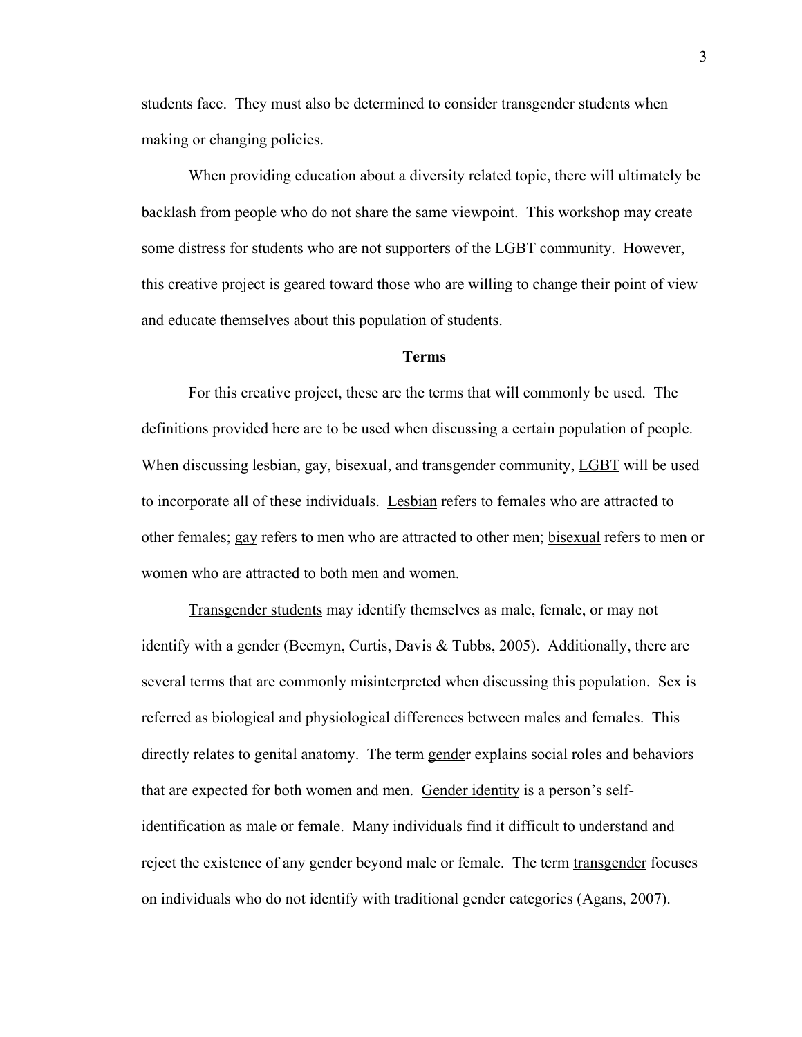students face. They must also be determined to consider transgender students when making or changing policies.

When providing education about a diversity related topic, there will ultimately be backlash from people who do not share the same viewpoint. This workshop may create some distress for students who are not supporters of the LGBT community. However, this creative project is geared toward those who are willing to change their point of view and educate themselves about this population of students.

## Terms

For this creative project, these are the terms that will commonly be used. The definitions provided here are to be used when discussing a certain population of people. When discussing lesbian, gay, bisexual, and transgender community, LGBT will be used to incorporate all of these individuals. Lesbian refers to females who are attracted to other females; gay refers to men who are attracted to other men; bisexual refers to men or women who are attracted to both men and women.

Transgender students may identify themselves as male, female, or may not identify with a gender (Beemyn, Curtis, Davis & Tubbs, 2005). Additionally, there are several terms that are commonly misinterpreted when discussing this population. Sex is referred as biological and physiological differences between males and females. This directly relates to genital anatomy. The term gender explains social roles and behaviors that are expected for both women and men. Gender identity is a person's self-identification as male or female. Many individuals find it difficult to understand and reject the existence of any gender beyond male or female. The term transgender focuses on individuals who do not identify with traditional gender categories (Agans, 2007).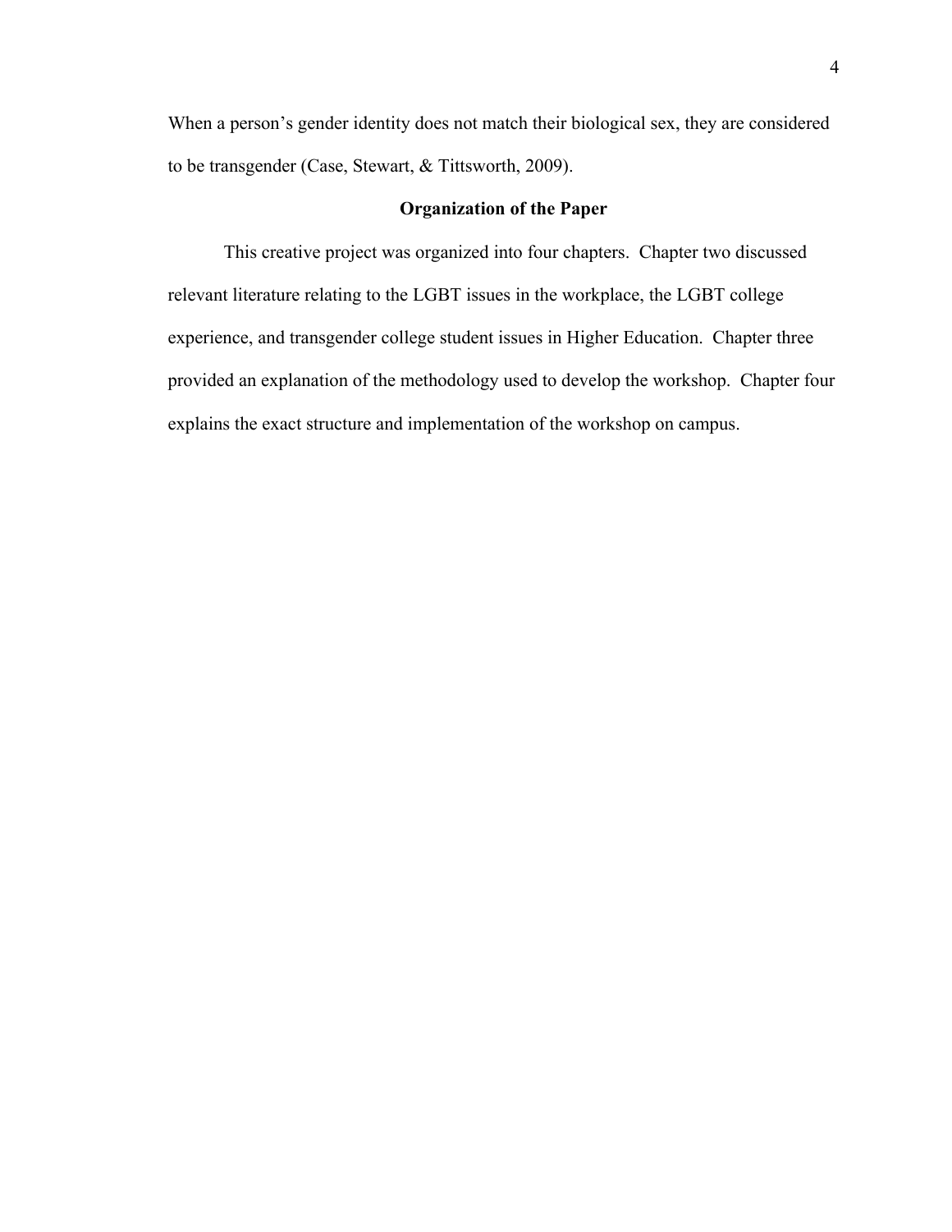When a person's gender identity does not match their biological sex, they are considered to be transgender (Case, Stewart, & Tittsworth, 2009).

## Organization of the Paper

This creative project was organized into four chapters. Chapter two discussed relevant literature relating to the LGBT issues in the workplace, the LGBT college experience, and transgender college student issues in Higher Education. Chapter three provided an explanation of the methodology used to develop the workshop. Chapter four explains the exact structure and implementation of the workshop on campus.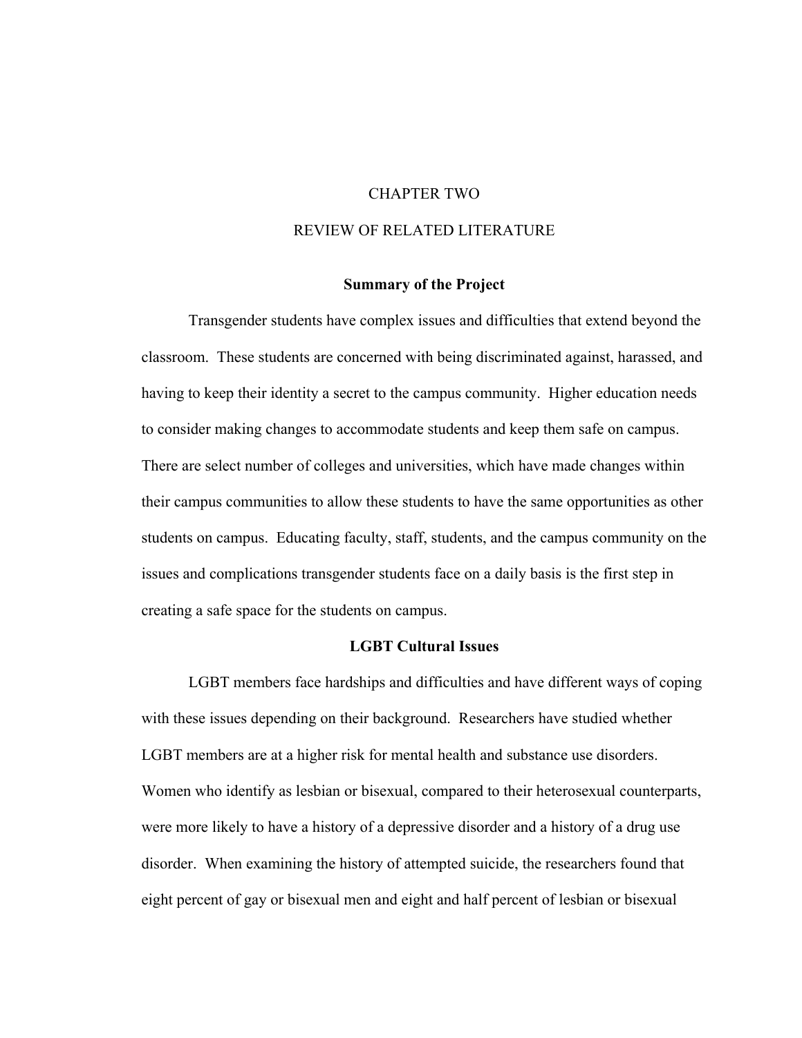# CHAPTER TWO

# REVIEW OF RELATED LITERATURE

## Summary of the Project

Transgender students have complex issues and difficulties that extend beyond the classroom. These students are concerned with being discriminated against, harassed, and having to keep their identity a secret to the campus community. Higher education needs to consider making changes to accommodate students and keep them safe on campus. There are select number of colleges and universities, which have made changes within their campus communities to allow these students to have the same opportunities as other students on campus. Educating faculty, staff, students, and the campus community on the issues and complications transgender students face on a daily basis is the first step in creating a safe space for the students on campus.

## LGBT Cultural Issues

LGBT members face hardships and difficulties and have different ways of coping with these issues depending on their background. Researchers have studied whether LGBT members are at a higher risk for mental health and substance use disorders. Women who identify as lesbian or bisexual, compared to their heterosexual counterparts, were more likely to have a history of a depressive disorder and a history of a drug use disorder. When examining the history of attempted suicide, the researchers found that eight percent of gay or bisexual men and eight and half percent of lesbian or bisexual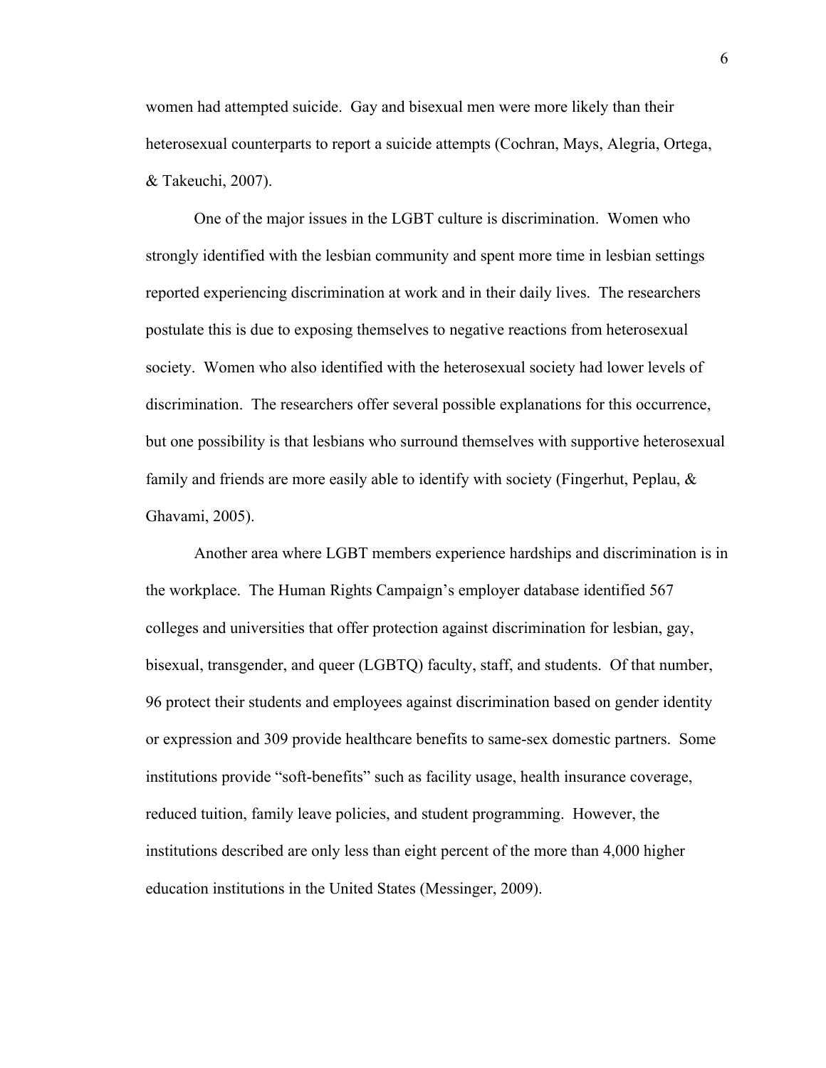women had attempted suicide. Gay and bisexual men were more likely than their heterosexual counterparts to report a suicide attempts (Cochran, Mays, Alegria, Ortega, & Takeuchi, 2007).

One of the major issues in the LGBT culture is discrimination. Women who strongly identified with the lesbian community and spent more time in lesbian settings reported experiencing discrimination at work and in their daily lives. The researchers postulate this is due to exposing themselves to negative reactions from heterosexual society. Women who also identified with the heterosexual society had lower levels of discrimination. The researchers offer several possible explanations for this occurrence, but one possibility is that lesbians who surround themselves with supportive heterosexual family and friends are more easily able to identify with society (Fingerhut, Peplau, & Ghavami, 2005).

Another area where LGBT members experience hardships and discrimination is in the workplace. The Human Rights Campaign's employer database identified 567 colleges and universities that offer protection against discrimination for lesbian, gay, bisexual, transgender, and queer (LGBTQ) faculty, staff, and students. Of that number, 96 protect their students and employees against discrimination based on gender identity or expression and 309 provide healthcare benefits to same-sex domestic partners. Some institutions provide "soft-benefits" such as facility usage, health insurance coverage, reduced tuition, family leave policies, and student programming. However, the institutions described are only less than eight percent of the more than 4,000 higher education institutions in the United States (Messinger, 2009).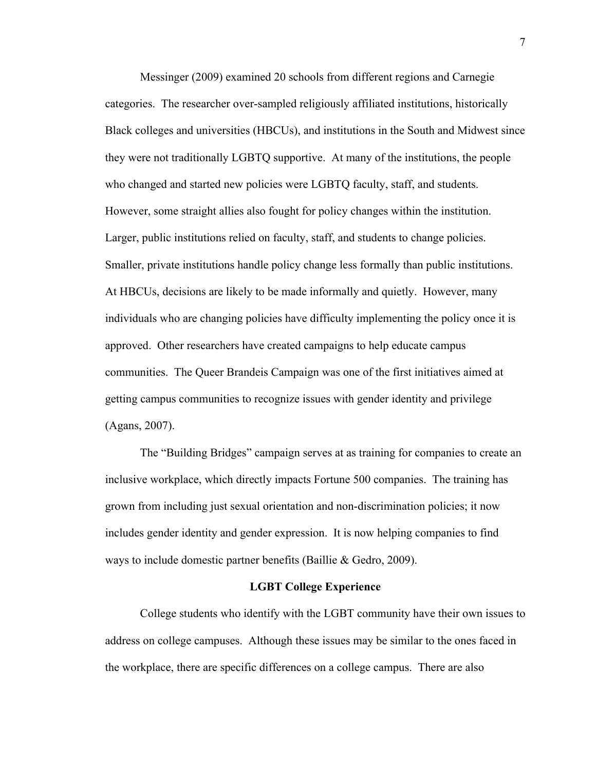Messinger (2009) examined 20 schools from different regions and Carnegie categories. The researcher over-sampled religiously affiliated institutions, historically Black colleges and universities (HBCUs), and institutions in the South and Midwest since they were not traditionally LGBTQ supportive. At many of the institutions, the people who changed and started new policies were LGBTQ faculty, staff, and students. However, some straight allies also fought for policy changes within the institution. Larger, public institutions relied on faculty, staff, and students to change policies. Smaller, private institutions handle policy change less formally than public institutions. At HBCUs, decisions are likely to be made informally and quietly. However, many individuals who are changing policies have difficulty implementing the policy once it is approved. Other researchers have created campaigns to help educate campus communities. The Queer Brandeis Campaign was one of the first initiatives aimed at getting campus communities to recognize issues with gender identity and privilege (Agans, 2007).

The "Building Bridges" campaign serves at as training for companies to create an inclusive workplace, which directly impacts Fortune 500 companies. The training has grown from including just sexual orientation and non-discrimination policies; it now includes gender identity and gender expression. It is now helping companies to find ways to include domestic partner benefits (Baillie & Gedro, 2009).

**LGBT College Experience**

College students who identify with the LGBT community have their own issues to address on college campuses. Although these issues may be similar to the ones faced in the workplace, there are specific differences on a college campus. There are also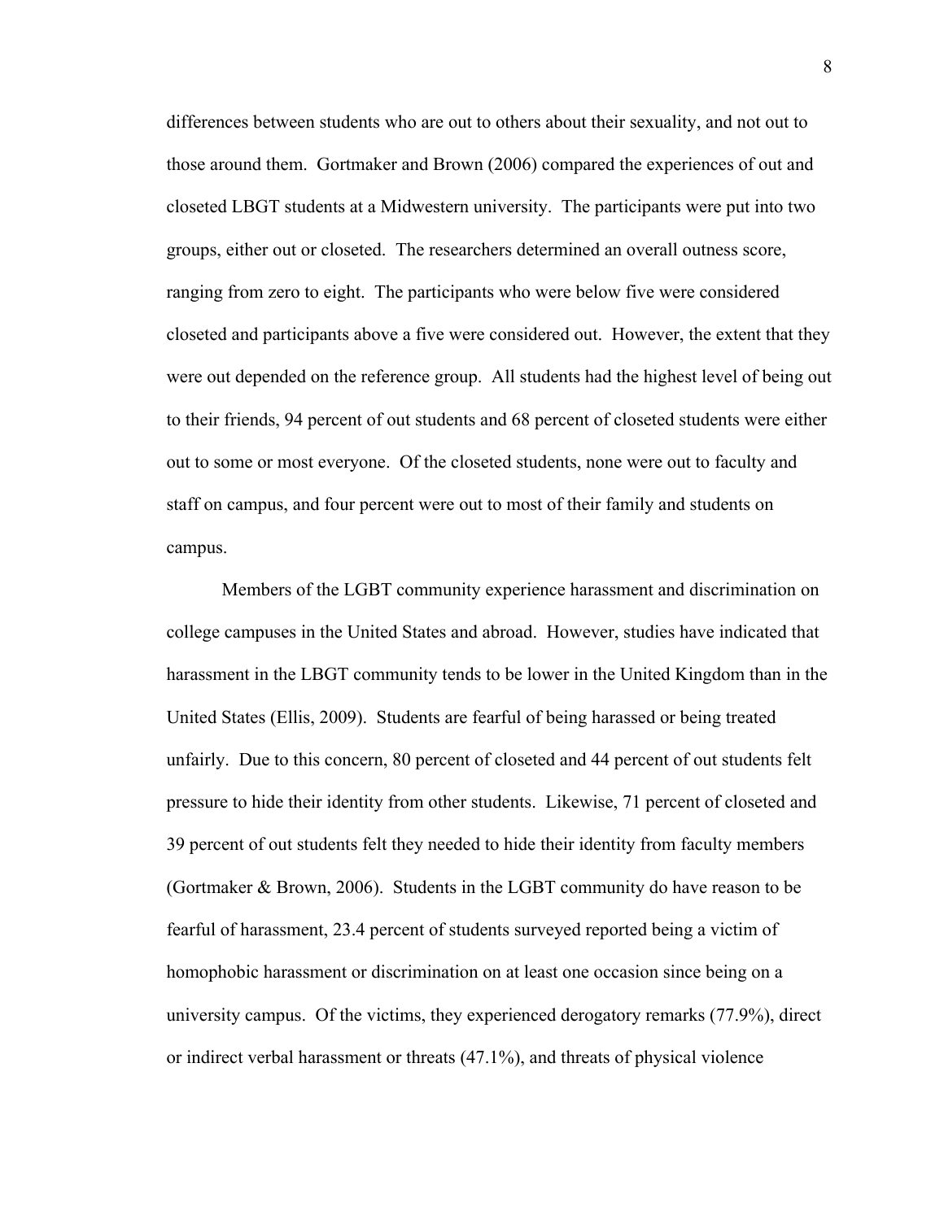differences between students who are out to others about their sexuality, and not out to those around them. Gortmaker and Brown (2006) compared the experiences of out and closeted LBGT students at a Midwestern university. The participants were put into two groups, either out or closeted. The researchers determined an overall outness score, ranging from zero to eight. The participants who were below five were considered closeted and participants above a five were considered out. However, the extent that they were out depended on the reference group. All students had the highest level of being out to their friends, 94 percent of out students and 68 percent of closeted students were either out to some or most everyone. Of the closeted students, none were out to faculty and staff on campus, and four percent were out to most of their family and students on campus.

Members of the LGBT community experience harassment and discrimination on college campuses in the United States and abroad. However, studies have indicated that harassment in the LBGT community tends to be lower in the United Kingdom than in the United States (Ellis, 2009). Students are fearful of being harassed or being treated unfairly. Due to this concern, 80 percent of closeted and 44 percent of out students felt pressure to hide their identity from other students. Likewise, 71 percent of closeted and 39 percent of out students felt they needed to hide their identity from faculty members (Gortmaker & Brown, 2006). Students in the LGBT community do have reason to be fearful of harassment, 23.4 percent of students surveyed reported being a victim of homophobic harassment or discrimination on at least one occasion since being on a university campus. Of the victims, they experienced derogatory remarks (77.9%), direct or indirect verbal harassment or threats (47.1%), and threats of physical violence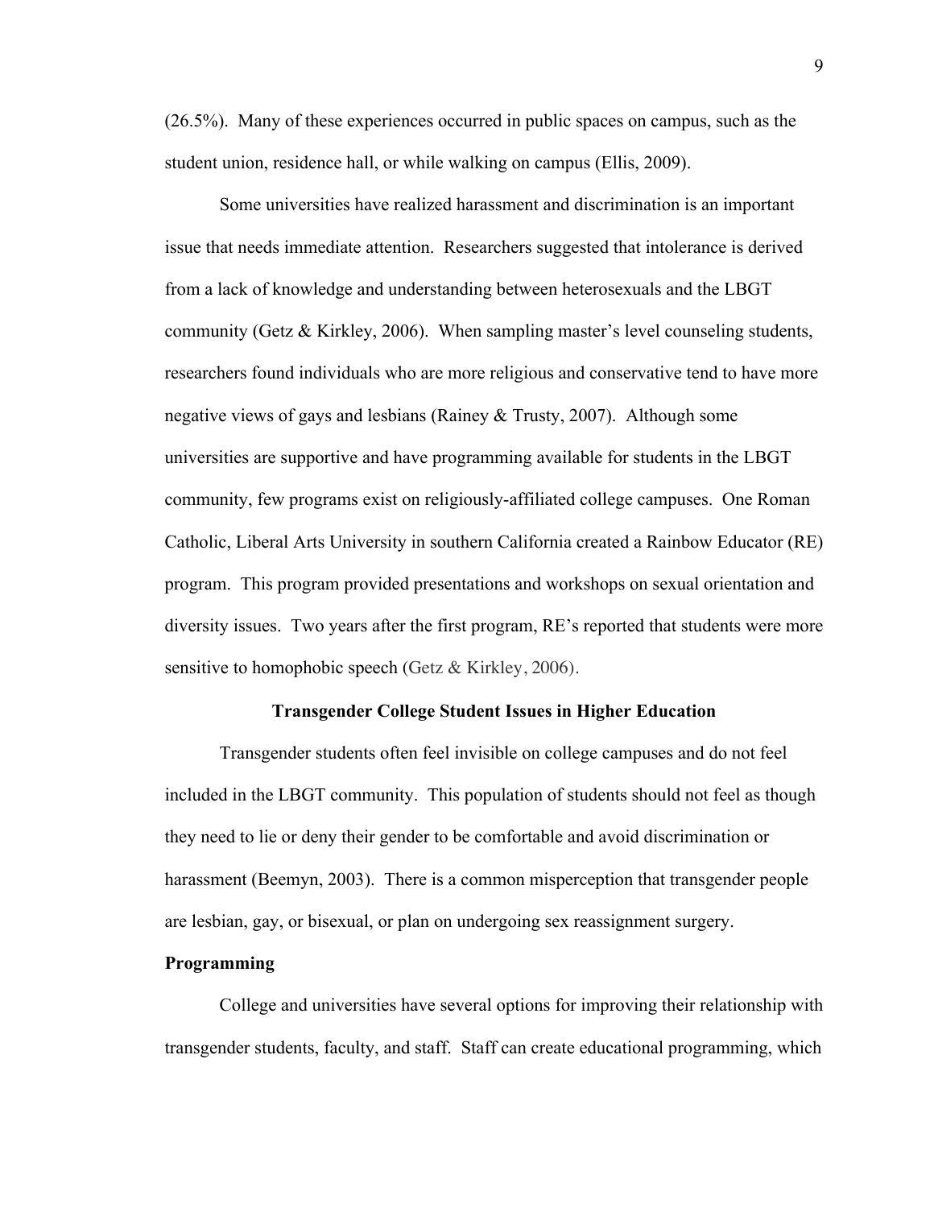(26.5%). Many of these experiences occurred in public spaces on campus, such as the student union, residence hall, or while walking on campus (Ellis, 2009).

Some universities have realized harassment and discrimination is an important issue that needs immediate attention. Researchers suggested that intolerance is derived from a lack of knowledge and understanding between heterosexuals and the LBGT community (Getz & Kirkley, 2006). When sampling master's level counseling students, researchers found individuals who are more religious and conservative tend to have more negative views of gays and lesbians (Rainey & Trusty, 2007). Although some universities are supportive and have programming available for students in the LBGT community, few programs exist on religiously-affiliated college campuses. One Roman Catholic, Liberal Arts University in southern California created a Rainbow Educator (RE) program. This program provided presentations and workshops on sexual orientation and diversity issues. Two years after the first program, RE's reported that students were more sensitive to homophobic speech (Getz & Kirkley, 2006).

## Transgender College Student Issues in Higher Education

Transgender students often feel invisible on college campuses and do not feel included in the LBGT community. This population of students should not feel as though they need to lie or deny their gender to be comfortable and avoid discrimination or harassment (Beemyn, 2003). There is a common misperception that transgender people are lesbian, gay, or bisexual, or plan on undergoing sex reassignment surgery.

### Programming

College and universities have several options for improving their relationship with transgender students, faculty, and staff. Staff can create educational programming, which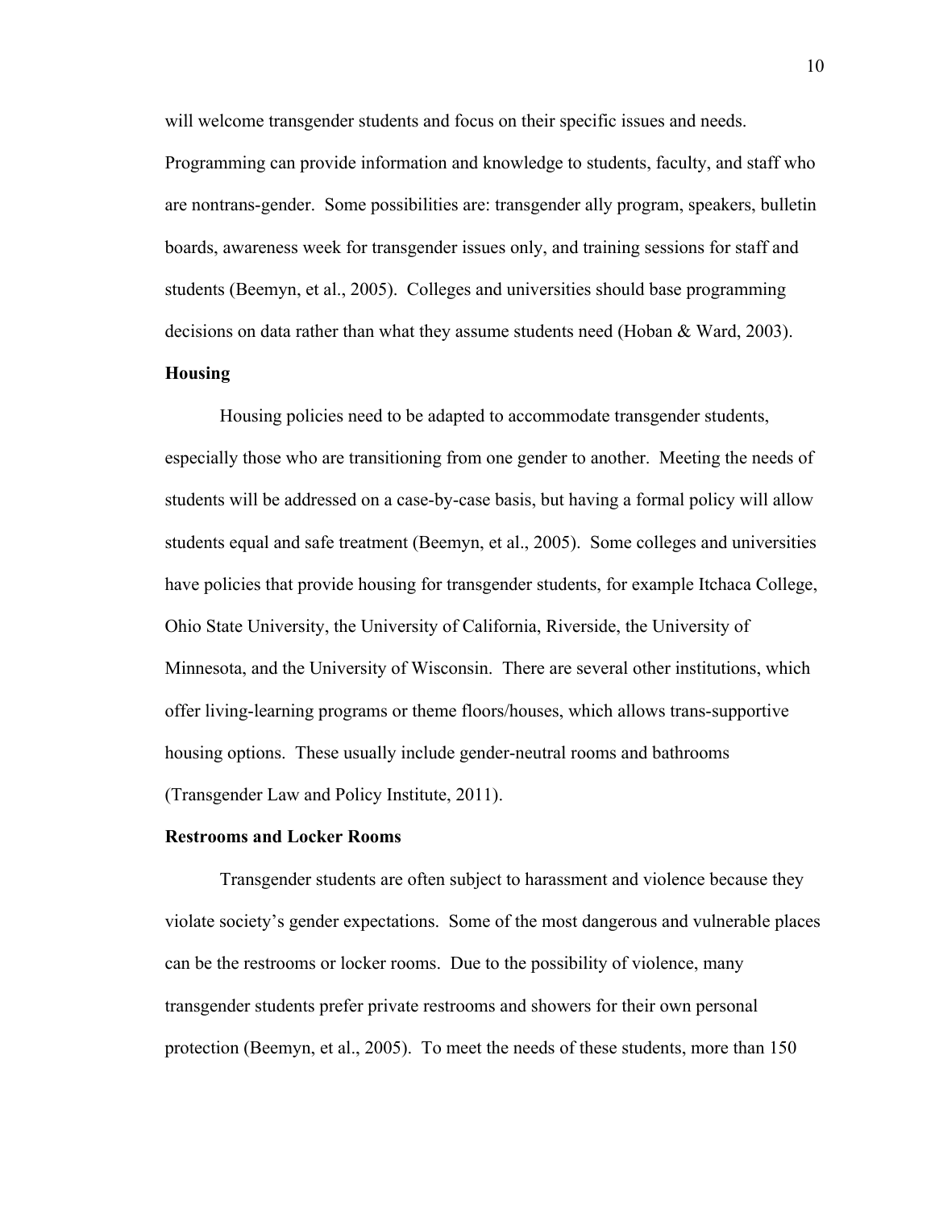will welcome transgender students and focus on their specific issues and needs. Programming can provide information and knowledge to students, faculty, and staff who are nontrans-gender. Some possibilities are: transgender ally program, speakers, bulletin boards, awareness week for transgender issues only, and training sessions for staff and students (Beemyn, et al., 2005). Colleges and universities should base programming decisions on data rather than what they assume students need (Hoban & Ward, 2003).

**Housing**

Housing policies need to be adapted to accommodate transgender students, especially those who are transitioning from one gender to another. Meeting the needs of students will be addressed on a case-by-case basis, but having a formal policy will allow students equal and safe treatment (Beemyn, et al., 2005). Some colleges and universities have policies that provide housing for transgender students, for example Itchaca College, Ohio State University, the University of California, Riverside, the University of Minnesota, and the University of Wisconsin. There are several other institutions, which offer living-learning programs or theme floors/houses, which allows trans-supportive housing options. These usually include gender-neutral rooms and bathrooms (Transgender Law and Policy Institute, 2011).

**Restrooms and Locker Rooms**

Transgender students are often subject to harassment and violence because they violate society's gender expectations. Some of the most dangerous and vulnerable places can be the restrooms or locker rooms. Due to the possibility of violence, many transgender students prefer private restrooms and showers for their own personal protection (Beemyn, et al., 2005). To meet the needs of these students, more than 150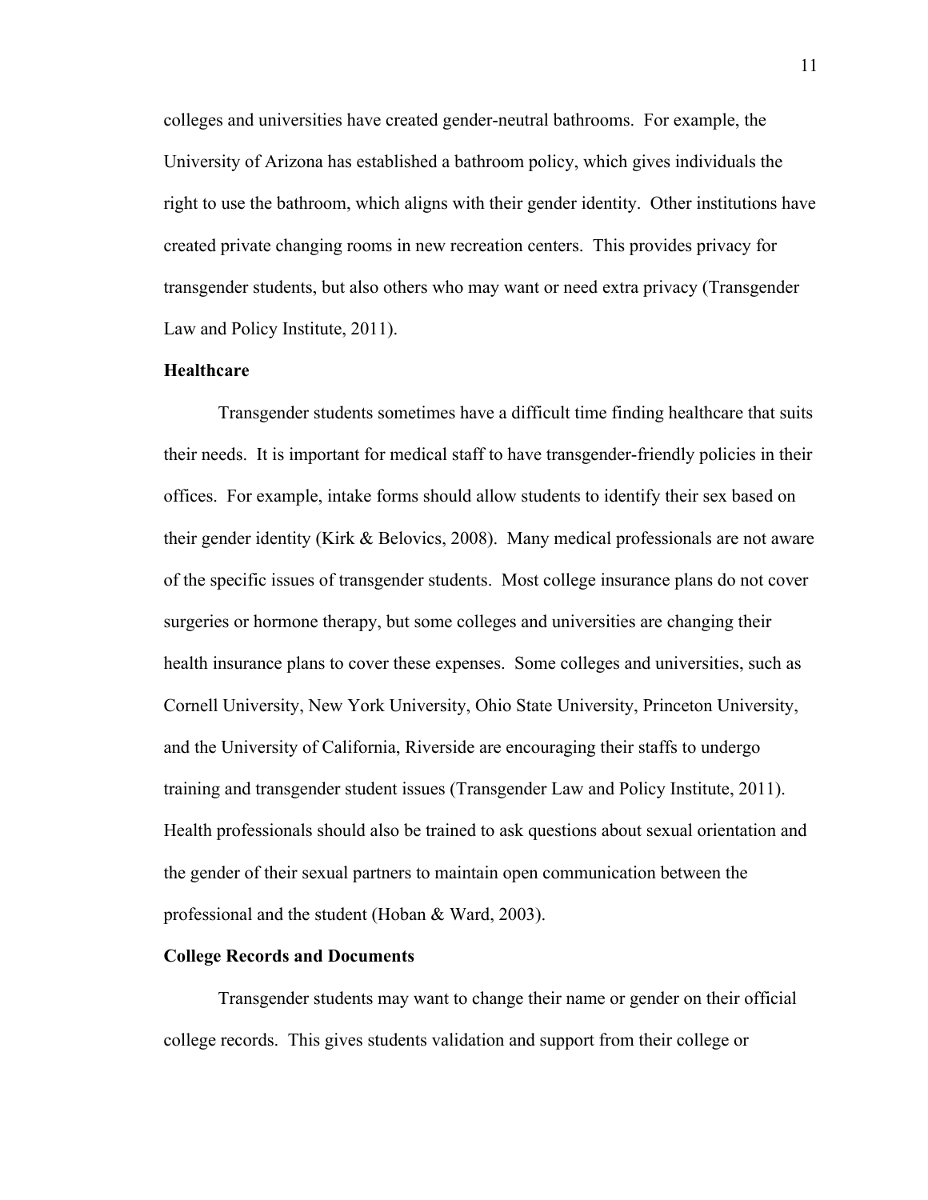colleges and universities have created gender-neutral bathrooms. For example, the University of Arizona has established a bathroom policy, which gives individuals the right to use the bathroom, which aligns with their gender identity. Other institutions have created private changing rooms in new recreation centers. This provides privacy for transgender students, but also others who may want or need extra privacy (Transgender Law and Policy Institute, 2011).

### Healthcare

Transgender students sometimes have a difficult time finding healthcare that suits their needs. It is important for medical staff to have transgender-friendly policies in their offices. For example, intake forms should allow students to identify their sex based on their gender identity (Kirk & Belovics, 2008). Many medical professionals are not aware of the specific issues of transgender students. Most college insurance plans do not cover surgeries or hormone therapy, but some colleges and universities are changing their health insurance plans to cover these expenses. Some colleges and universities, such as Cornell University, New York University, Ohio State University, Princeton University, and the University of California, Riverside are encouraging their staffs to undergo training and transgender student issues (Transgender Law and Policy Institute, 2011). Health professionals should also be trained to ask questions about sexual orientation and the gender of their sexual partners to maintain open communication between the professional and the student (Hoban & Ward, 2003).

### College Records and Documents

Transgender students may want to change their name or gender on their official college records. This gives students validation and support from their college or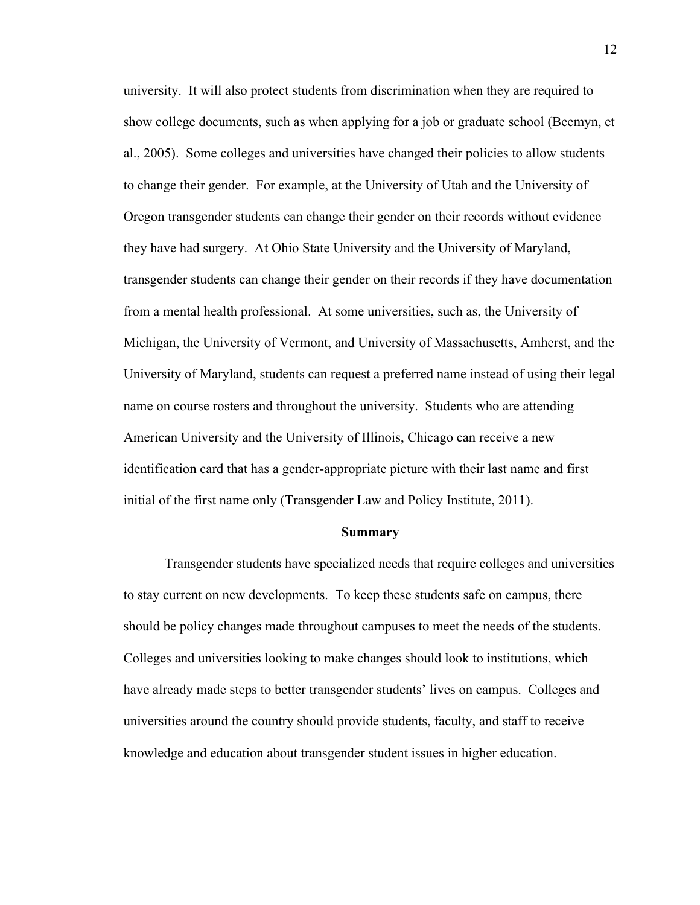university. It will also protect students from discrimination when they are required to show college documents, such as when applying for a job or graduate school (Beemyn, et al., 2005). Some colleges and universities have changed their policies to allow students to change their gender. For example, at the University of Utah and the University of Oregon transgender students can change their gender on their records without evidence they have had surgery. At Ohio State University and the University of Maryland, transgender students can change their gender on their records if they have documentation from a mental health professional. At some universities, such as, the University of Michigan, the University of Vermont, and University of Massachusetts, Amherst, and the University of Maryland, students can request a preferred name instead of using their legal name on course rosters and throughout the university. Students who are attending American University and the University of Illinois, Chicago can receive a new identification card that has a gender-appropriate picture with their last name and first initial of the first name only (Transgender Law and Policy Institute, 2011).

## Summary

Transgender students have specialized needs that require colleges and universities to stay current on new developments. To keep these students safe on campus, there should be policy changes made throughout campuses to meet the needs of the students. Colleges and universities looking to make changes should look to institutions, which have already made steps to better transgender students' lives on campus. Colleges and universities around the country should provide students, faculty, and staff to receive knowledge and education about transgender student issues in higher education.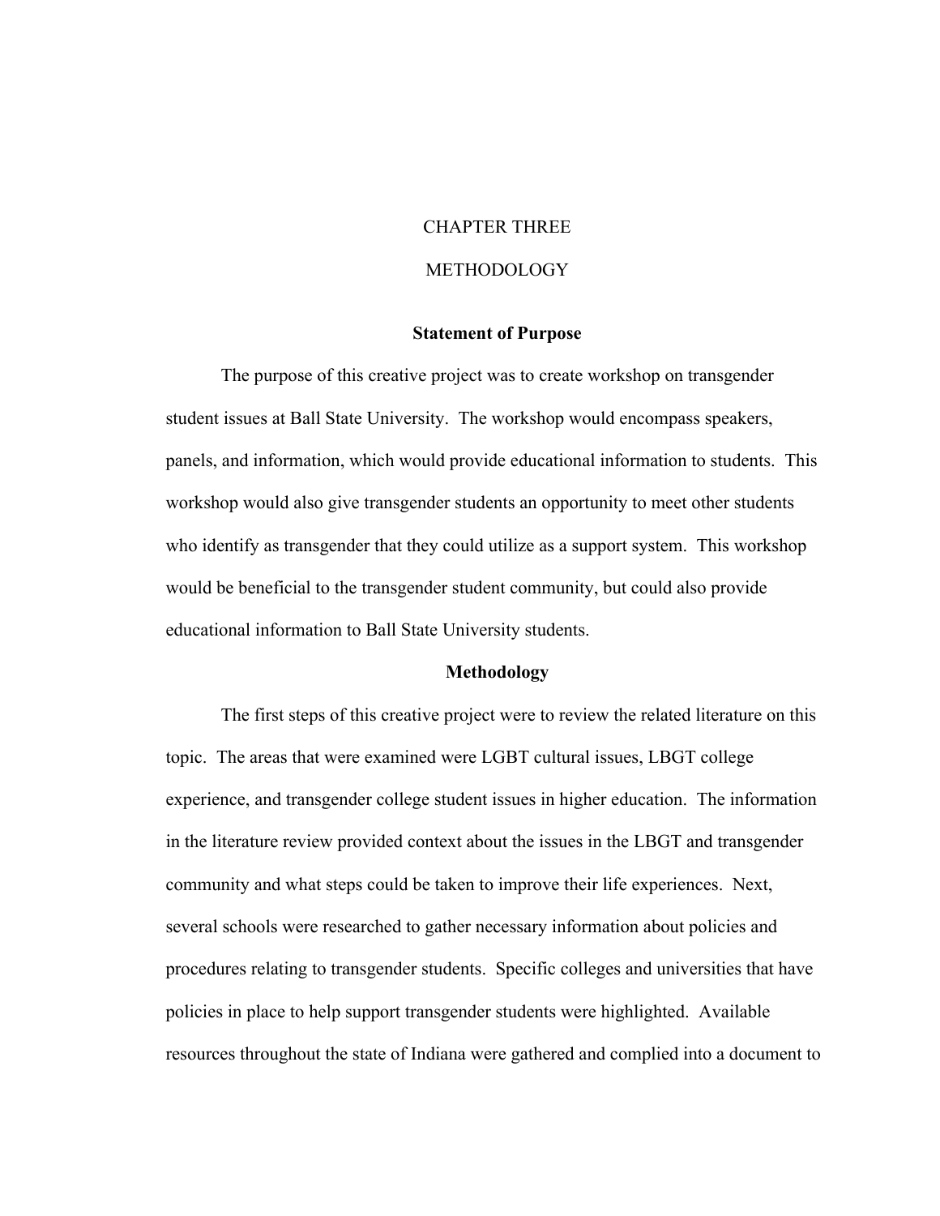# CHAPTER THREE

# METHODOLOGY

## Statement of Purpose

The purpose of this creative project was to create workshop on transgender student issues at Ball State University. The workshop would encompass speakers, panels, and information, which would provide educational information to students. This workshop would also give transgender students an opportunity to meet other students who identify as transgender that they could utilize as a support system. This workshop would be beneficial to the transgender student community, but could also provide educational information to Ball State University students.

## Methodology

The first steps of this creative project were to review the related literature on this topic. The areas that were examined were LGBT cultural issues, LBGT college experience, and transgender college student issues in higher education. The information in the literature review provided context about the issues in the LBGT and transgender community and what steps could be taken to improve their life experiences. Next, several schools were researched to gather necessary information about policies and procedures relating to transgender students. Specific colleges and universities that have policies in place to help support transgender students were highlighted. Available resources throughout the state of Indiana were gathered and complied into a document to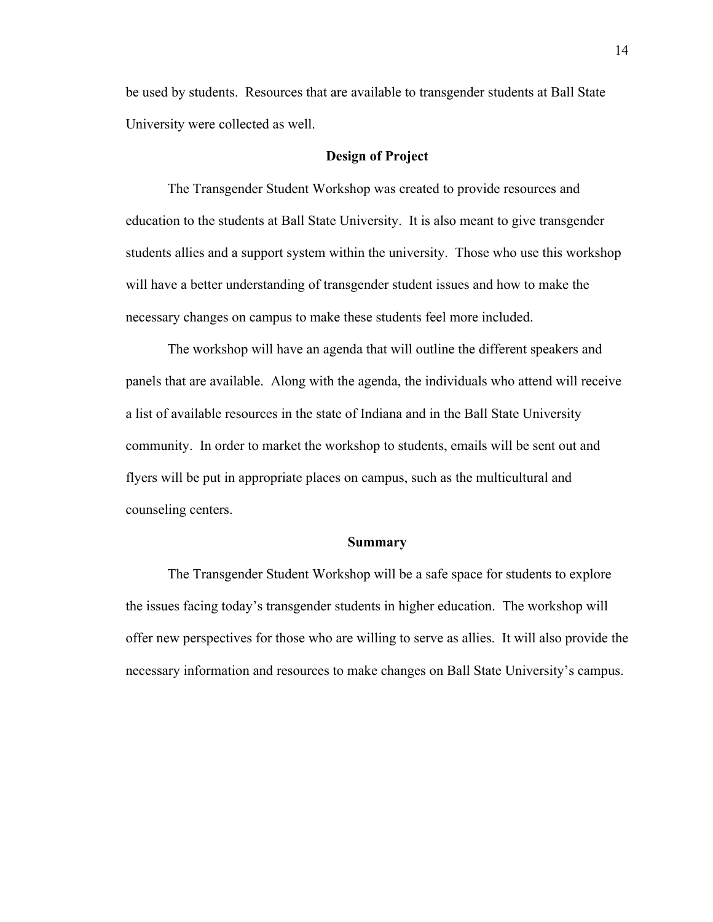be used by students.  Resources that are available to transgender students at Ball State University were collected as well.

## Design of Project

The Transgender Student Workshop was created to provide resources and education to the students at Ball State University.  It is also meant to give transgender students allies and a support system within the university.  Those who use this workshop will have a better understanding of transgender student issues and how to make the necessary changes on campus to make these students feel more included.

The workshop will have an agenda that will outline the different speakers and panels that are available.  Along with the agenda, the individuals who attend will receive a list of available resources in the state of Indiana and in the Ball State University community.  In order to market the workshop to students, emails will be sent out and flyers will be put in appropriate places on campus, such as the multicultural and counseling centers.

## Summary

The Transgender Student Workshop will be a safe space for students to explore the issues facing today's transgender students in higher education.  The workshop will offer new perspectives for those who are willing to serve as allies.  It will also provide the necessary information and resources to make changes on Ball State University's campus.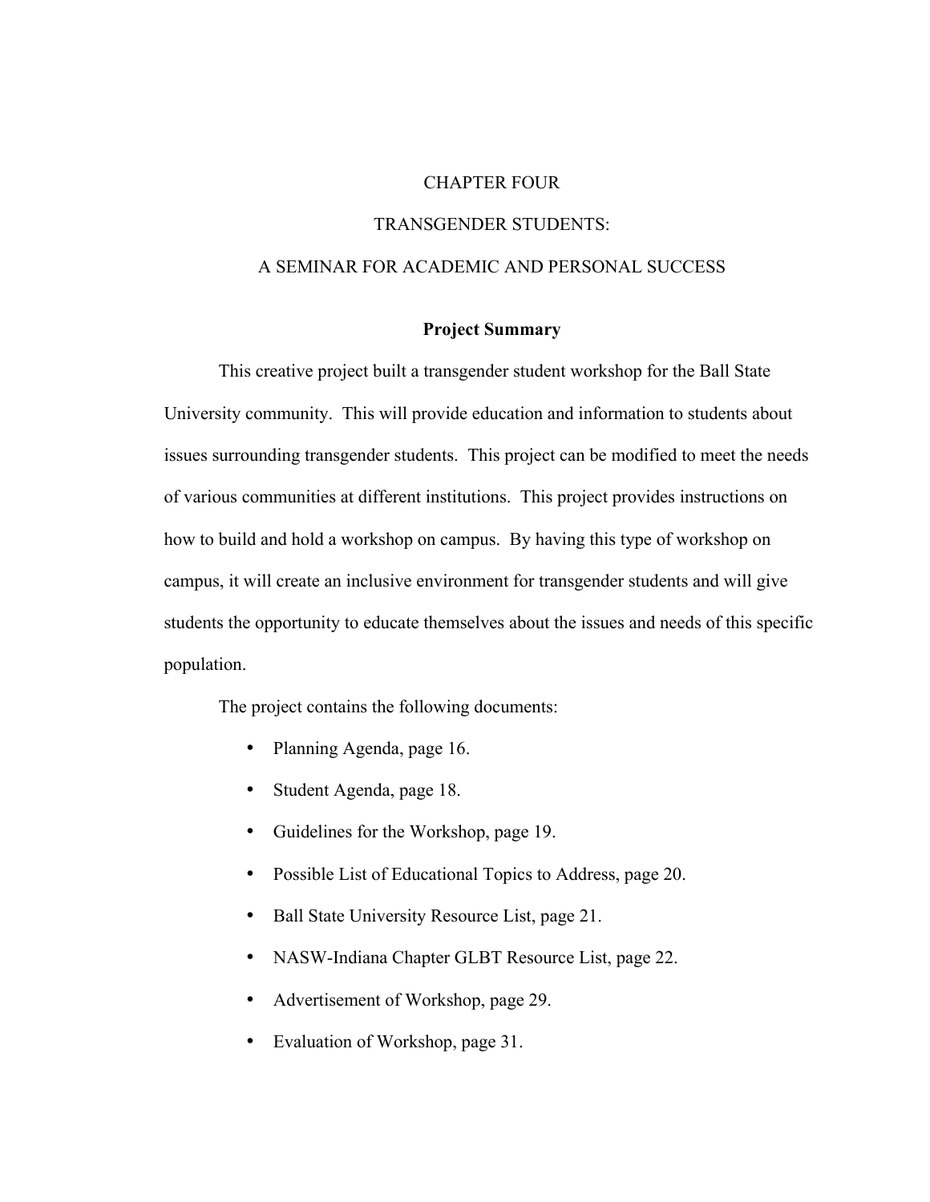# CHAPTER FOUR

# TRANSGENDER STUDENTS:

# A SEMINAR FOR ACADEMIC AND PERSONAL SUCCESS

## Project Summary

This creative project built a transgender student workshop for the Ball State University community. This will provide education and information to students about issues surrounding transgender students. This project can be modified to meet the needs of various communities at different institutions. This project provides instructions on how to build and hold a workshop on campus. By having this type of workshop on campus, it will create an inclusive environment for transgender students and will give students the opportunity to educate themselves about the issues and needs of this specific population.

The project contains the following documents:

- Planning Agenda, page 16.
- Student Agenda, page 18.
- Guidelines for the Workshop, page 19.
- Possible List of Educational Topics to Address, page 20.
- Ball State University Resource List, page 21.
- NASW-Indiana Chapter GLBT Resource List, page 22.
- Advertisement of Workshop, page 29.
- Evaluation of Workshop, page 31.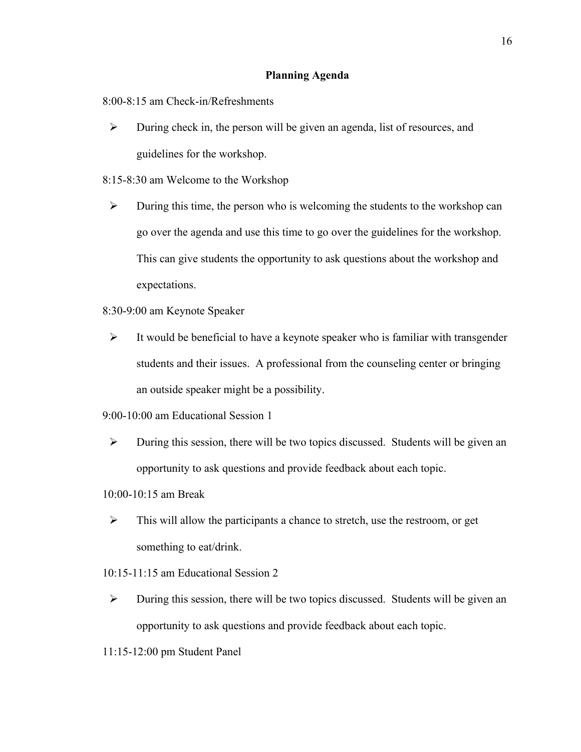## Planning Agenda

8:00-8:15 am Check-in/Refreshments

- During check in, the person will be given an agenda, list of resources, and guidelines for the workshop.

8:15-8:30 am Welcome to the Workshop

- During this time, the person who is welcoming the students to the workshop can go over the agenda and use this time to go over the guidelines for the workshop. This can give students the opportunity to ask questions about the workshop and expectations.

8:30-9:00 am Keynote Speaker

- It would be beneficial to have a keynote speaker who is familiar with transgender students and their issues. A professional from the counseling center or bringing an outside speaker might be a possibility.

9:00-10:00 am Educational Session 1

- During this session, there will be two topics discussed. Students will be given an opportunity to ask questions and provide feedback about each topic.

10:00-10:15 am Break

- This will allow the participants a chance to stretch, use the restroom, or get something to eat/drink.

10:15-11:15 am Educational Session 2

- During this session, there will be two topics discussed. Students will be given an opportunity to ask questions and provide feedback about each topic.

11:15-12:00 pm Student Panel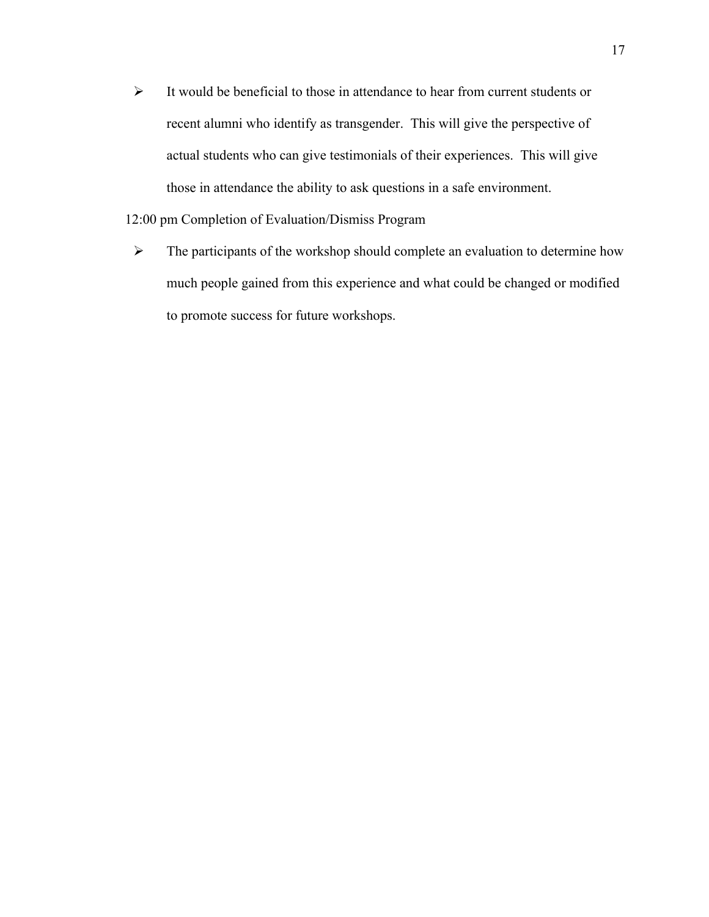- It would be beneficial to those in attendance to hear from current students or recent alumni who identify as transgender. This will give the perspective of actual students who can give testimonials of their experiences. This will give those in attendance the ability to ask questions in a safe environment.

12:00 pm Completion of Evaluation/Dismiss Program

- The participants of the workshop should complete an evaluation to determine how much people gained from this experience and what could be changed or modified to promote success for future workshops.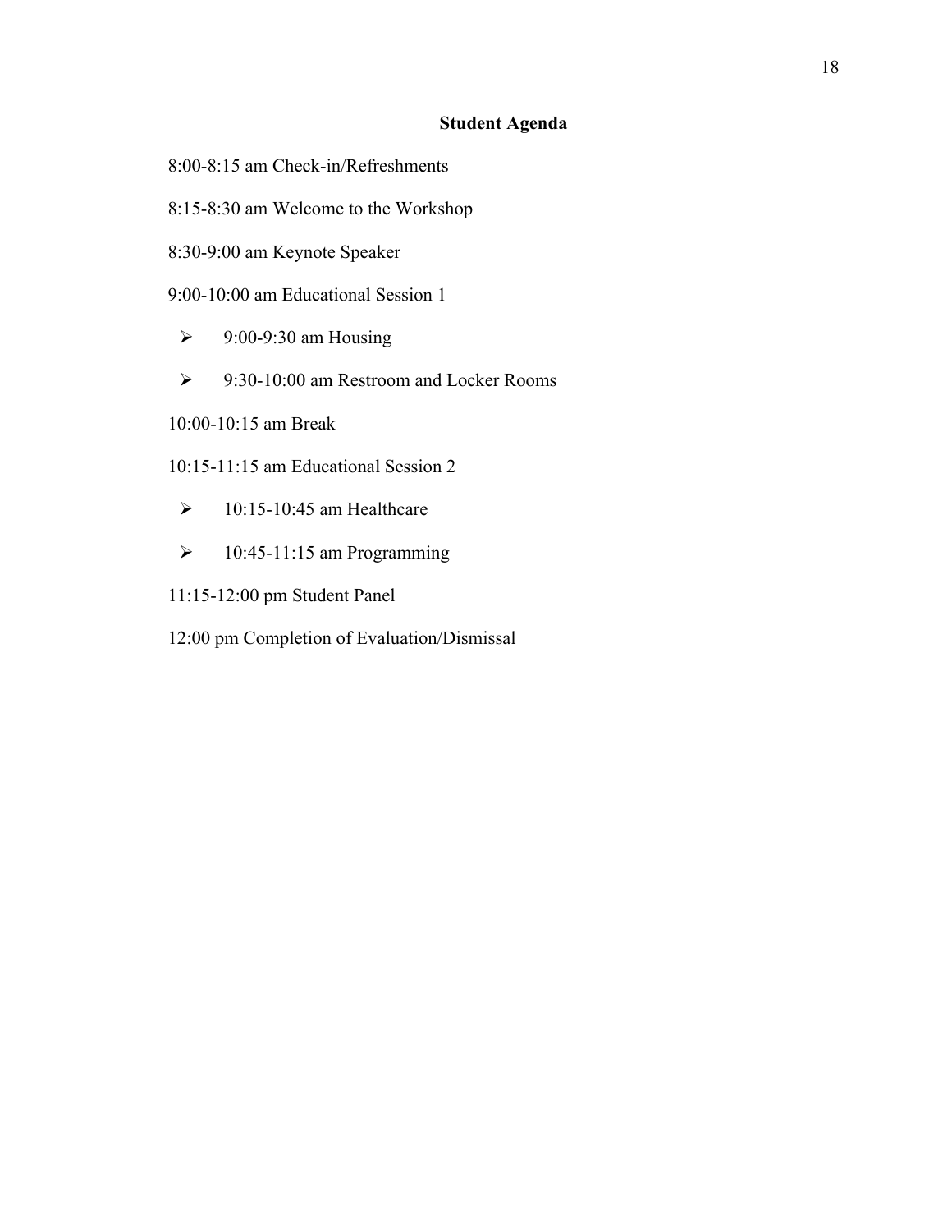## Student Agenda

8:00-8:15 am Check-in/Refreshments

8:15-8:30 am Welcome to the Workshop

8:30-9:00 am Keynote Speaker

9:00-10:00 am Educational Session 1

- 9:00-9:30 am Housing
- 9:30-10:00 am Restroom and Locker Rooms

10:00-10:15 am Break

10:15-11:15 am Educational Session 2

- 10:15-10:45 am Healthcare
- 10:45-11:15 am Programming

11:15-12:00 pm Student Panel

12:00 pm Completion of Evaluation/Dismissal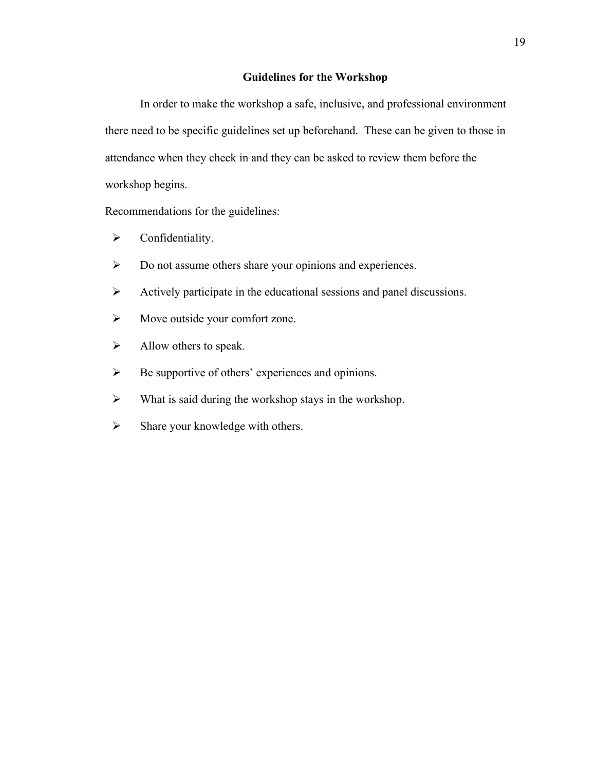## Guidelines for the Workshop

In order to make the workshop a safe, inclusive, and professional environment there need to be specific guidelines set up beforehand. These can be given to those in attendance when they check in and they can be asked to review them before the workshop begins.

Recommendations for the guidelines:

- Confidentiality.
- Do not assume others share your opinions and experiences.
- Actively participate in the educational sessions and panel discussions.
- Move outside your comfort zone.
- Allow others to speak.
- Be supportive of others' experiences and opinions.
- What is said during the workshop stays in the workshop.
- Share your knowledge with others.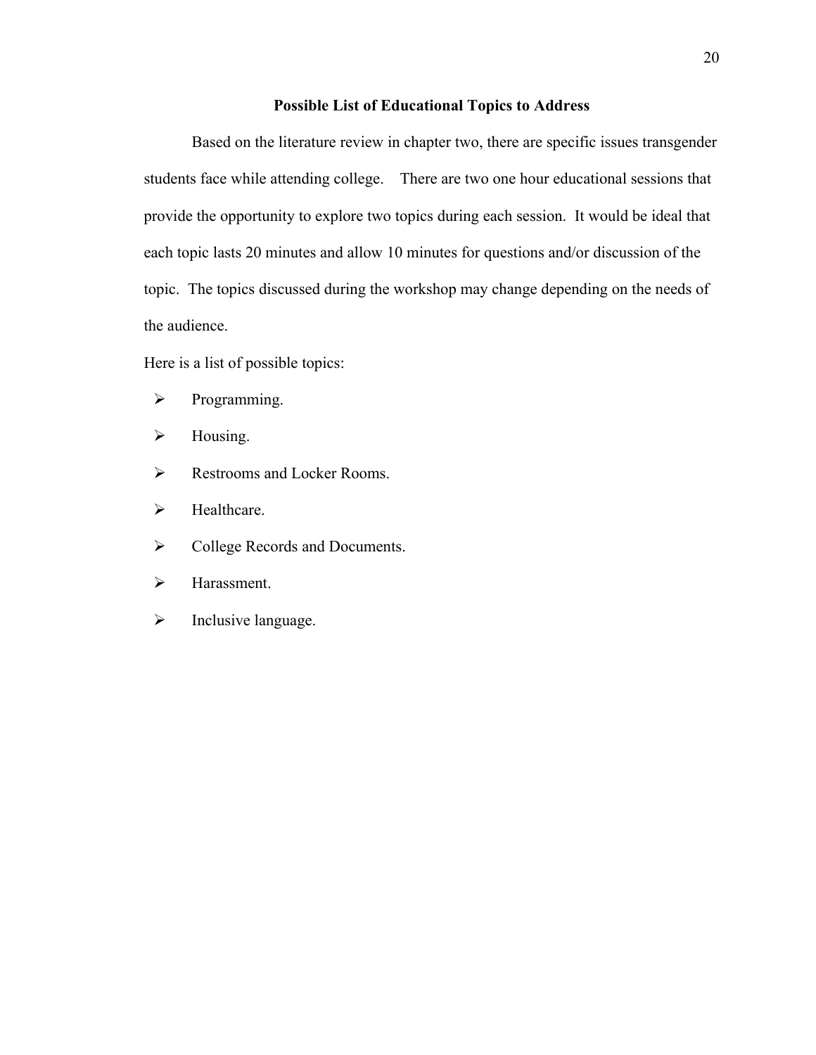## Possible List of Educational Topics to Address

Based on the literature review in chapter two, there are specific issues transgender students face while attending college. There are two one hour educational sessions that provide the opportunity to explore two topics during each session. It would be ideal that each topic lasts 20 minutes and allow 10 minutes for questions and/or discussion of the topic. The topics discussed during the workshop may change depending on the needs of the audience.

Here is a list of possible topics:

- Programming.
- Housing.
- Restrooms and Locker Rooms.
- Healthcare.
- College Records and Documents.
- Harassment.
- Inclusive language.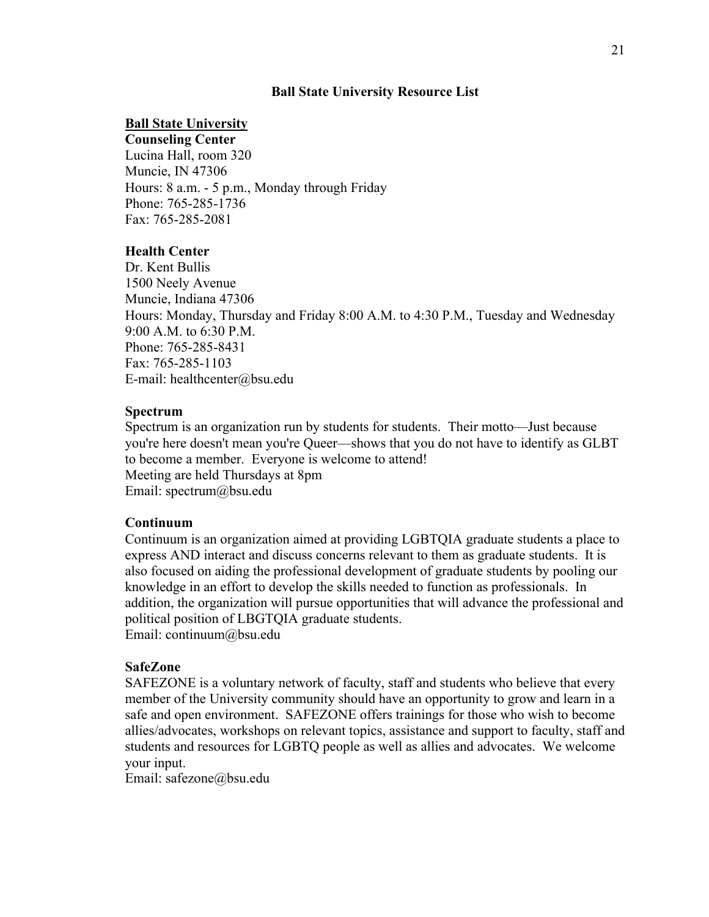# Ball State University Resource List

<u>**Ball State University**</u>

**Counseling Center**
Lucina Hall, room 320
Muncie, IN 47306
Hours: 8 a.m. - 5 p.m., Monday through Friday
Phone: 765-285-1736
Fax: 765-285-2081

**Health Center**
Dr. Kent Bullis
1500 Neely Avenue
Muncie, Indiana 47306
Hours: Monday, Thursday and Friday 8:00 A.M. to 4:30 P.M., Tuesday and Wednesday 9:00 A.M. to 6:30 P.M.
Phone: 765-285-8431
Fax: 765-285-1103
E-mail: healthcenter@bsu.edu

**Spectrum**
Spectrum is an organization run by students for students. Their motto—Just because you're here doesn't mean you're Queer—shows that you do not have to identify as GLBT to become a member. Everyone is welcome to attend!
Meeting are held Thursdays at 8pm
Email: spectrum@bsu.edu

**Continuum**
Continuum is an organization aimed at providing LGBTQIA graduate students a place to express AND interact and discuss concerns relevant to them as graduate students. It is also focused on aiding the professional development of graduate students by pooling our knowledge in an effort to develop the skills needed to function as professionals. In addition, the organization will pursue opportunities that will advance the professional and political position of LBGTQIA graduate students.
Email: continuum@bsu.edu

**SafeZone**
SAFEZONE is a voluntary network of faculty, staff and students who believe that every member of the University community should have an opportunity to grow and learn in a safe and open environment. SAFEZONE offers trainings for those who wish to become allies/advocates, workshops on relevant topics, assistance and support to faculty, staff and students and resources for LGBTQ people as well as allies and advocates. We welcome your input.
Email: safezone@bsu.edu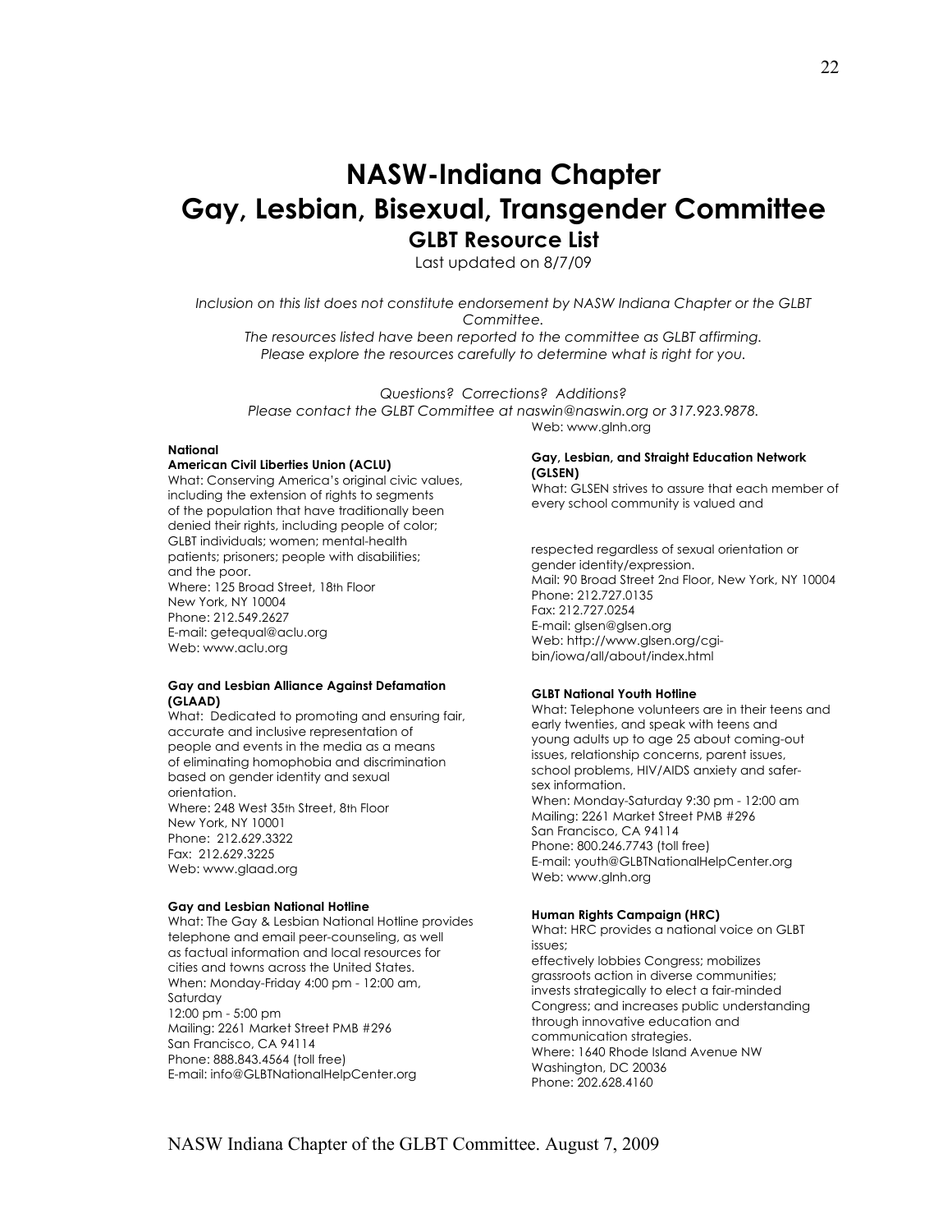# NASW-Indiana Chapter
# Gay, Lesbian, Bisexual, Transgender Committee
## GLBT Resource List

Last updated on 8/7/09

*Inclusion on this list does not constitute endorsement by NASW Indiana Chapter or the GLBT Committee.*
*The resources listed have been reported to the committee as GLBT affirming.*
*Please explore the resources carefully to determine what is right for you.*

*Questions? Corrections? Additions?*
*Please contact the GLBT Committee at naswin@naswin.org or 317.923.9878.*

**National**

**American Civil Liberties Union (ACLU)**
What: Conserving America's original civic values, including the extension of rights to segments of the population that have traditionally been denied their rights, including people of color; GLBT individuals; women; mental-health patients; prisoners; people with disabilities; and the poor.
Where: 125 Broad Street, 18th Floor
New York, NY 10004
Phone: 212.549.2627
E-mail: getequal@aclu.org
Web: www.aclu.org

**Gay and Lesbian Alliance Against Defamation (GLAAD)**
What: Dedicated to promoting and ensuring fair, accurate and inclusive representation of people and events in the media as a means of eliminating homophobia and discrimination based on gender identity and sexual orientation.
Where: 248 West 35th Street, 8th Floor
New York, NY 10001
Phone: 212.629.3322
Fax: 212.629.3225
Web: www.glaad.org

**Gay and Lesbian National Hotline**
What: The Gay & Lesbian National Hotline provides telephone and email peer-counseling, as well as factual information and local resources for cities and towns across the United States.
When: Monday-Friday 4:00 pm - 12:00 am, Saturday
12:00 pm - 5:00 pm
Mailing: 2261 Market Street PMB #296
San Francisco, CA 94114
Phone: 888.843.4564 (toll free)
E-mail: info@GLBTNationalHelpCenter.org
Web: www.glnh.org

**Gay, Lesbian, and Straight Education Network (GLSEN)**
What: GLSEN strives to assure that each member of every school community is valued and respected regardless of sexual orientation or gender identity/expression.
Mail: 90 Broad Street 2nd Floor, New York, NY 10004
Phone: 212.727.0135
Fax: 212.727.0254
E-mail: glsen@glsen.org
Web: http://www.glsen.org/cgi-bin/iowa/all/about/index.html

**GLBT National Youth Hotline**
What: Telephone volunteers are in their teens and early twenties, and speak with teens and young adults up to age 25 about coming-out issues, relationship concerns, parent issues, school problems, HIV/AIDS anxiety and safer-sex information.
When: Monday-Saturday 9:30 pm - 12:00 am
Mailing: 2261 Market Street PMB #296
San Francisco, CA 94114
Phone: 800.246.7743 (toll free)
E-mail: youth@GLBTNationalHelpCenter.org
Web: www.glnh.org

**Human Rights Campaign (HRC)**
What: HRC provides a national voice on GLBT issues;
effectively lobbies Congress; mobilizes grassroots action in diverse communities; invests strategically to elect a fair-minded Congress; and increases public understanding through innovative education and communication strategies.
Where: 1640 Rhode Island Avenue NW
Washington, DC 20036
Phone: 202.628.4160

NASW Indiana Chapter of the GLBT Committee. August 7, 2009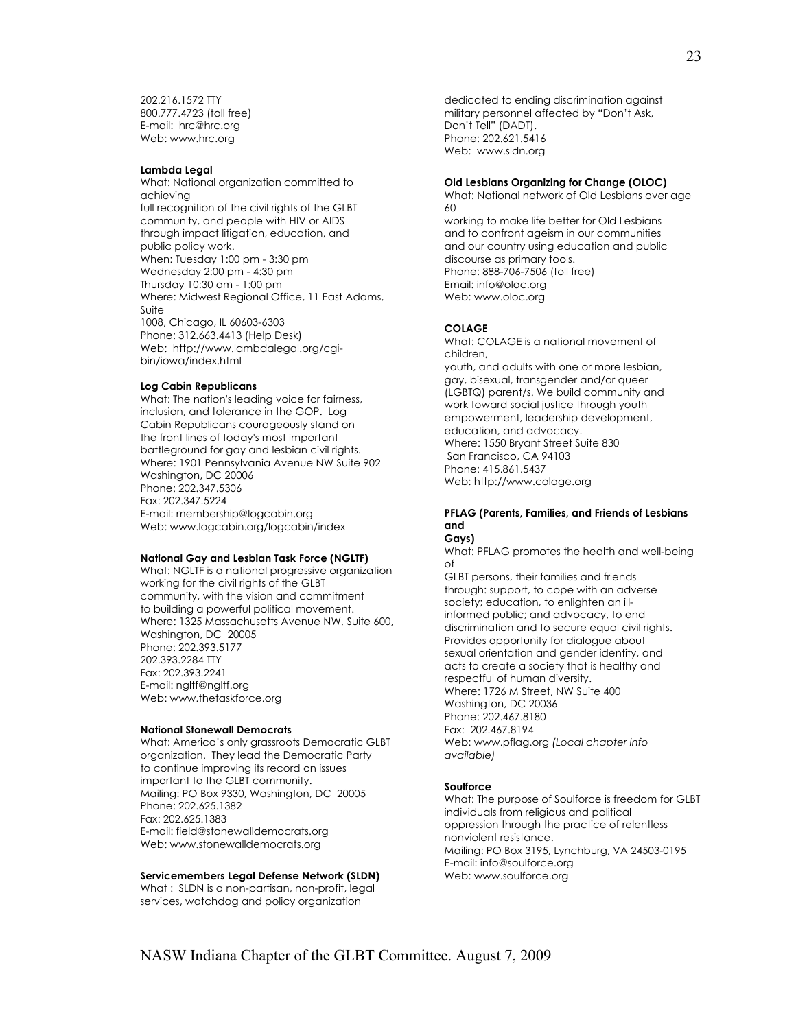202.216.1572 TTY
800.777.4723 (toll free)
E-mail: hrc@hrc.org
Web: www.hrc.org

**Lambda Legal**
What: National organization committed to achieving
full recognition of the civil rights of the GLBT community, and people with HIV or AIDS through impact litigation, education, and public policy work.
When: Tuesday 1:00 pm - 3:30 pm
Wednesday 2:00 pm - 4:30 pm
Thursday 10:30 am - 1:00 pm
Where: Midwest Regional Office, 11 East Adams, Suite
1008, Chicago, IL 60603-6303
Phone: 312.663.4413 (Help Desk)
Web: http://www.lambdalegal.org/cgi-bin/iowa/index.html

**Log Cabin Republicans**
What: The nation's leading voice for fairness, inclusion, and tolerance in the GOP. Log Cabin Republicans courageously stand on the front lines of today's most important battleground for gay and lesbian civil rights.
Where: 1901 Pennsylvania Avenue NW Suite 902
Washington, DC 20006
Phone: 202.347.5306
Fax: 202.347.5224
E-mail: membership@logcabin.org
Web: www.logcabin.org/logcabin/index

**National Gay and Lesbian Task Force (NGLTF)**
What: NGLTF is a national progressive organization working for the civil rights of the GLBT community, with the vision and commitment to building a powerful political movement.
Where: 1325 Massachusetts Avenue NW, Suite 600, Washington, DC 20005
Phone: 202.393.5177
202.393.2284 TTY
Fax: 202.393.2241
E-mail: ngltf@ngltf.org
Web: www.thetaskforce.org

**National Stonewall Democrats**
What: America's only grassroots Democratic GLBT organization. They lead the Democratic Party to continue improving its record on issues important to the GLBT community.
Mailing: PO Box 9330, Washington, DC 20005
Phone: 202.625.1382
Fax: 202.625.1383
E-mail: field@stonewalldemocrats.org
Web: www.stonewalldemocrats.org

**Servicemembers Legal Defense Network (SLDN)**
What : SLDN is a non-partisan, non-profit, legal services, watchdog and policy organization dedicated to ending discrimination against military personnel affected by "Don't Ask, Don't Tell" (DADT).
Phone: 202.621.5416
Web: www.sldn.org

**Old Lesbians Organizing for Change (OLOC)**
What: National network of Old Lesbians over age 60
working to make life better for Old Lesbians and to confront ageism in our communities and our country using education and public discourse as primary tools.
Phone: 888-706-7506 (toll free)
Email: info@oloc.org
Web: www.oloc.org

**COLAGE**
What: COLAGE is a national movement of children,
youth, and adults with one or more lesbian, gay, bisexual, transgender and/or queer (LGBTQ) parent/s. We build community and work toward social justice through youth empowerment, leadership development, education, and advocacy.
Where: 1550 Bryant Street Suite 830
San Francisco, CA 94103
Phone: 415.861.5437
Web: http://www.colage.org

**PFLAG (Parents, Families, and Friends of Lesbians and Gays)**
What: PFLAG promotes the health and well-being of
GLBT persons, their families and friends through: support, to cope with an adverse society; education, to enlighten an ill-informed public; and advocacy, to end discrimination and to secure equal civil rights. Provides opportunity for dialogue about sexual orientation and gender identity, and acts to create a society that is healthy and respectful of human diversity.
Where: 1726 M Street, NW Suite 400
Washington, DC 20036
Phone: 202.467.8180
Fax: 202.467.8194
Web: www.pflag.org *(Local chapter info available)*

**Soulforce**
What: The purpose of Soulforce is freedom for GLBT individuals from religious and political oppression through the practice of relentless nonviolent resistance.
Mailing: PO Box 3195, Lynchburg, VA 24503-0195
E-mail: info@soulforce.org
Web: www.soulforce.org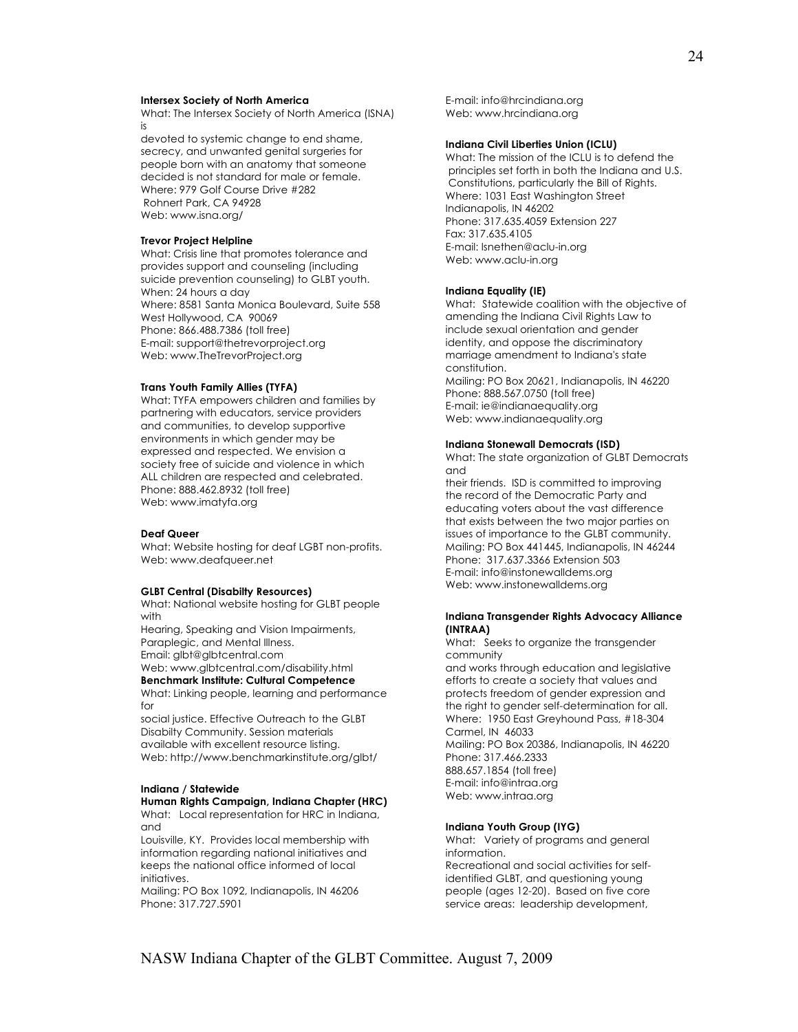**Intersex Society of North America**
What: The Intersex Society of North America (ISNA) is
devoted to systemic change to end shame, secrecy, and unwanted genital surgeries for people born with an anatomy that someone decided is not standard for male or female.
Where: 979 Golf Course Drive #282
Rohnert Park, CA 94928
Web: www.isna.org/

**Trevor Project Helpline**
What: Crisis line that promotes tolerance and provides support and counseling (including suicide prevention counseling) to GLBT youth.
When: 24 hours a day
Where: 8581 Santa Monica Boulevard, Suite 558
West Hollywood, CA 90069
Phone: 866.488.7386 (toll free)
E-mail: support@thetrevorproject.org
Web: www.TheTrevorProject.org

**Trans Youth Family Allies (TYFA)**
What: TYFA empowers children and families by partnering with educators, service providers and communities, to develop supportive environments in which gender may be expressed and respected. We envision a society free of suicide and violence in which ALL children are respected and celebrated.
Phone: 888.462.8932 (toll free)
Web: www.imatyfa.org

**Deaf Queer**
What: Website hosting for deaf LGBT non-profits.
Web: www.deafqueer.net

**GLBT Central (Disabilty Resources)**
What: National website hosting for GLBT people with
Hearing, Speaking and Vision Impairments, Paraplegic, and Mental Illness.
Email: glbt@glbtcentral.com
Web: www.glbtcentral.com/disability.html

**Benchmark Institute: Cultural Competence**
What: Linking people, learning and performance for
social justice. Effective Outreach to the GLBT Disabilty Community. Session materials available with excellent resource listing.
Web: http://www.benchmarkinstitute.org/glbt/

**Indiana / Statewide**

**Human Rights Campaign, Indiana Chapter (HRC)**
What: Local representation for HRC in Indiana, and
Louisville, KY. Provides local membership with information regarding national initiatives and keeps the national office informed of local initiatives.
Mailing: PO Box 1092, Indianapolis, IN 46206
Phone: 317.727.5901
E-mail: info@hrcindiana.org
Web: www.hrcindiana.org

**Indiana Civil Liberties Union (ICLU)**
What: The mission of the ICLU is to defend the principles set forth in both the Indiana and U.S. Constitutions, particularly the Bill of Rights.
Where: 1031 East Washington Street
Indianapolis, IN 46202
Phone: 317.635.4059 Extension 227
Fax: 317.635.4105
E-mail: lsnethen@aclu-in.org
Web: www.aclu-in.org

**Indiana Equality (IE)**
What: Statewide coalition with the objective of amending the Indiana Civil Rights Law to include sexual orientation and gender identity, and oppose the discriminatory marriage amendment to Indiana's state constitution.
Mailing: PO Box 20621, Indianapolis, IN 46220
Phone: 888.567.0750 (toll free)
E-mail: ie@indianaequality.org
Web: www.indianaequality.org

**Indiana Stonewall Democrats (ISD)**
What: The state organization of GLBT Democrats and
their friends. ISD is committed to improving the record of the Democratic Party and educating voters about the vast difference that exists between the two major parties on issues of importance to the GLBT community.
Mailing: PO Box 441445, Indianapolis, IN 46244
Phone: 317.637.3366 Extension 503
E-mail: info@instonewalldems.org
Web: www.instonewalldems.org

**Indiana Transgender Rights Advocacy Alliance (INTRAA)**
What: Seeks to organize the transgender community
and works through education and legislative efforts to create a society that values and protects freedom of gender expression and the right to gender self-determination for all.
Where: 1950 East Greyhound Pass, #18-304
Carmel, IN 46033
Mailing: PO Box 20386, Indianapolis, IN 46220
Phone: 317.466.2333
888.657.1854 (toll free)
E-mail: info@intraa.org
Web: www.intraa.org

**Indiana Youth Group (IYG)**
What: Variety of programs and general information.
Recreational and social activities for self-identified GLBT, and questioning young people (ages 12-20). Based on five core service areas: leadership development,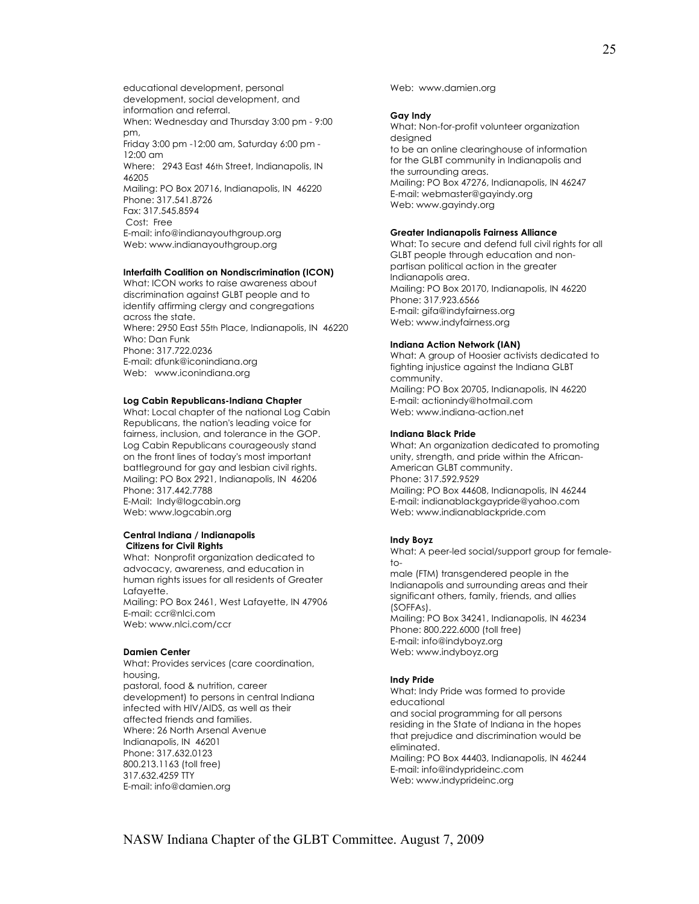educational development, personal development, social development, and information and referral.
When: Wednesday and Thursday 3:00 pm - 9:00 pm,
Friday 3:00 pm -12:00 am, Saturday 6:00 pm - 12:00 am
Where: 2943 East 46th Street, Indianapolis, IN 46205
Mailing: PO Box 20716, Indianapolis, IN 46220
Phone: 317.541.8726
Fax: 317.545.8594
Cost: Free
E-mail: info@indianayouthgroup.org
Web: www.indianayouthgroup.org

**Interfaith Coalition on Nondiscrimination (ICON)**
What: ICON works to raise awareness about discrimination against GLBT people and to identify affirming clergy and congregations across the state.
Where: 2950 East 55th Place, Indianapolis, IN 46220
Who: Dan Funk
Phone: 317.722.0236
E-mail: dfunk@iconindiana.org
Web: www.iconindiana.org

**Log Cabin Republicans-Indiana Chapter**
What: Local chapter of the national Log Cabin Republicans, the nation's leading voice for fairness, inclusion, and tolerance in the GOP. Log Cabin Republicans courageously stand on the front lines of today's most important battleground for gay and lesbian civil rights.
Mailing: PO Box 2921, Indianapolis, IN 46206
Phone: 317.442.7788
E-Mail: Indy@logcabin.org
Web: www.logcabin.org

**Central Indiana / Indianapolis Citizens for Civil Rights**
What: Nonprofit organization dedicated to advocacy, awareness, and education in human rights issues for all residents of Greater Lafayette.
Mailing: PO Box 2461, West Lafayette, IN 47906
E-mail: ccr@nlci.com
Web: www.nlci.com/ccr

**Damien Center**
What: Provides services (care coordination, housing, pastoral, food & nutrition, career development) to persons in central Indiana infected with HIV/AIDS, as well as their affected friends and families.
Where: 26 North Arsenal Avenue Indianapolis, IN 46201
Phone: 317.632.0123
800.213.1163 (toll free)
317.632.4259 TTY
E-mail: info@damien.org
Web: www.damien.org

**Gay Indy**
What: Non-for-profit volunteer organization designed to be an online clearinghouse of information for the GLBT community in Indianapolis and the surrounding areas.
Mailing: PO Box 47276, Indianapolis, IN 46247
E-mail: webmaster@gayindy.org
Web: www.gayindy.org

**Greater Indianapolis Fairness Alliance**
What: To secure and defend full civil rights for all GLBT people through education and non-partisan political action in the greater Indianapolis area.
Mailing: PO Box 20170, Indianapolis, IN 46220
Phone: 317.923.6566
E-mail: gifa@indyfairness.org
Web: www.indyfairness.org

**Indiana Action Network (IAN)**
What: A group of Hoosier activists dedicated to fighting injustice against the Indiana GLBT community.
Mailing: PO Box 20705, Indianapolis, IN 46220
E-mail: actionindy@hotmail.com
Web: www.indiana-action.net

**Indiana Black Pride**
What: An organization dedicated to promoting unity, strength, and pride within the African-American GLBT community.
Phone: 317.592.9529
Mailing: PO Box 44608, Indianapolis, IN 46244
E-mail: indianablackgaypride@yahoo.com
Web: www.indianablackpride.com

**Indy Boyz**
What: A peer-led social/support group for female-to-male (FTM) transgendered people in the Indianapolis and surrounding areas and their significant others, family, friends, and allies (SOFFAs).
Mailing: PO Box 34241, Indianapolis, IN 46234
Phone: 800.222.6000 (toll free)
E-mail: info@indyboyz.org
Web: www.indyboyz.org

**Indy Pride**
What: Indy Pride was formed to provide educational and social programming for all persons residing in the State of Indiana in the hopes that prejudice and discrimination would be eliminated.
Mailing: PO Box 44403, Indianapolis, IN 46244
E-mail: info@indyprideinc.com
Web: www.indyprideinc.org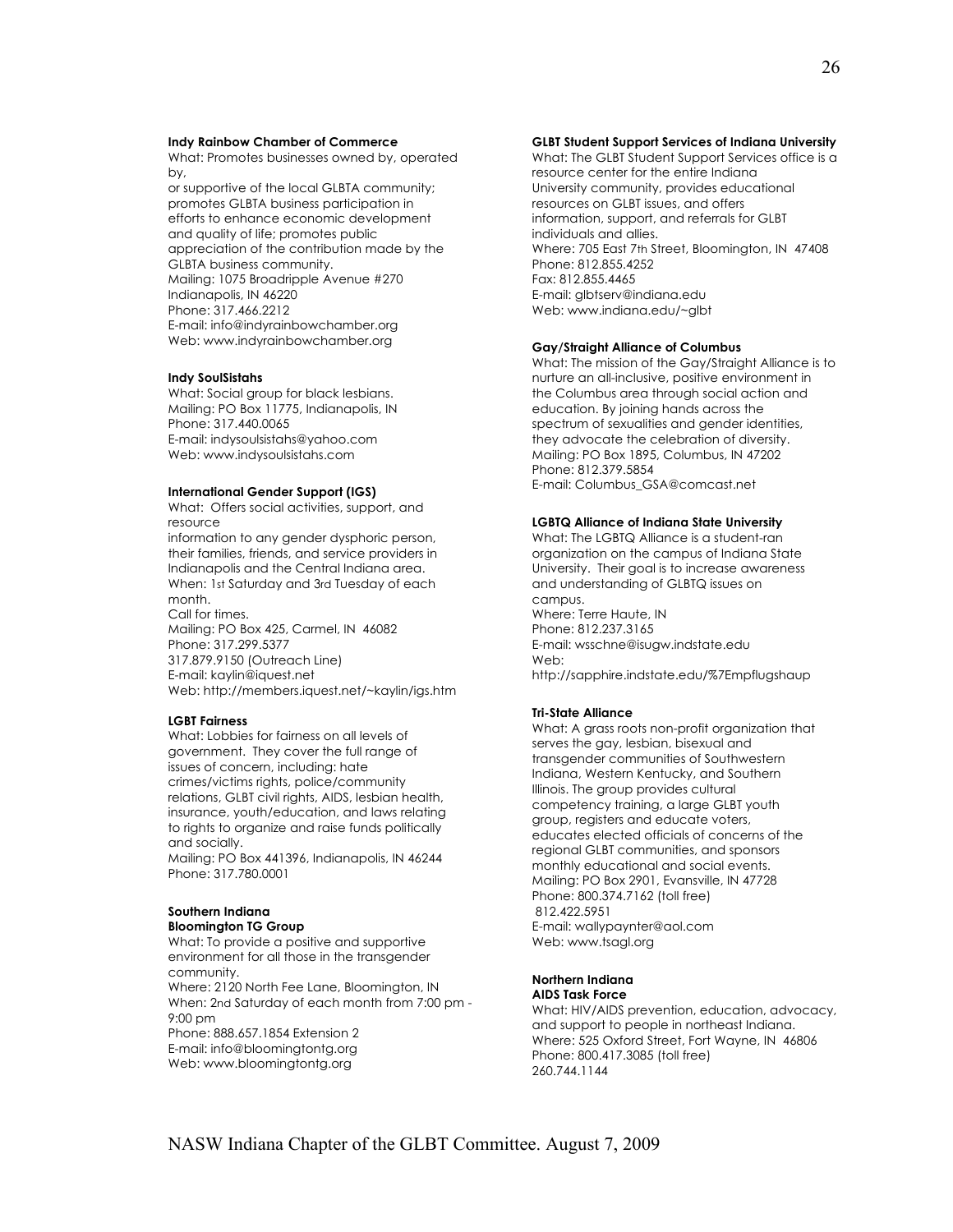**Indy Rainbow Chamber of Commerce**
What: Promotes businesses owned by, operated by,
or supportive of the local GLBTA community; promotes GLBTA business participation in efforts to enhance economic development and quality of life; promotes public appreciation of the contribution made by the GLBTA business community.
Mailing: 1075 Broadripple Avenue #270 Indianapolis, IN 46220
Phone: 317.466.2212
E-mail: info@indyrainbowchamber.org
Web: www.indyrainbowchamber.org

**Indy SoulSistahs**
What: Social group for black lesbians.
Mailing: PO Box 11775, Indianapolis, IN
Phone: 317.440.0065
E-mail: indysoulsistahs@yahoo.com
Web: www.indysoulsistahs.com

**International Gender Support (IGS)**
What: Offers social activities, support, and resource
information to any gender dysphoric person, their families, friends, and service providers in Indianapolis and the Central Indiana area.
When: 1st Saturday and 3rd Tuesday of each month.
Call for times.
Mailing: PO Box 425, Carmel, IN 46082
Phone: 317.299.5377
317.879.9150 (Outreach Line)
E-mail: kaylin@iquest.net
Web: http://members.iquest.net/~kaylin/igs.htm

**LGBT Fairness**
What: Lobbies for fairness on all levels of government. They cover the full range of issues of concern, including: hate crimes/victims rights, police/community relations, GLBT civil rights, AIDS, lesbian health, insurance, youth/education, and laws relating to rights to organize and raise funds politically and socially.
Mailing: PO Box 441396, Indianapolis, IN 46244
Phone: 317.780.0001

## Southern Indiana

**Bloomington TG Group**
What: To provide a positive and supportive environment for all those in the transgender community.
Where: 2120 North Fee Lane, Bloomington, IN
When: 2nd Saturday of each month from 7:00 pm - 9:00 pm
Phone: 888.657.1854 Extension 2
E-mail: info@bloomingtontg.org
Web: www.bloomingtontg.org

**GLBT Student Support Services of Indiana University**
What: The GLBT Student Support Services office is a resource center for the entire Indiana University community, provides educational resources on GLBT issues, and offers information, support, and referrals for GLBT individuals and allies.
Where: 705 East 7th Street, Bloomington, IN 47408
Phone: 812.855.4252
Fax: 812.855.4465
E-mail: glbtserv@indiana.edu
Web: www.indiana.edu/~glbt

**Gay/Straight Alliance of Columbus**
What: The mission of the Gay/Straight Alliance is to nurture an all-inclusive, positive environment in the Columbus area through social action and education. By joining hands across the spectrum of sexualities and gender identities, they advocate the celebration of diversity.
Mailing: PO Box 1895, Columbus, IN 47202
Phone: 812.379.5854
E-mail: Columbus_GSA@comcast.net

**LGBTQ Alliance of Indiana State University**
What: The LGBTQ Alliance is a student-ran organization on the campus of Indiana State University. Their goal is to increase awareness and understanding of GLBTQ issues on campus.
Where: Terre Haute, IN
Phone: 812.237.3165
E-mail: wsschne@isugw.indstate.edu
Web:
http://sapphire.indstate.edu/%7Empflugshaup

**Tri-State Alliance**
What: A grass roots non-profit organization that serves the gay, lesbian, bisexual and transgender communities of Southwestern Indiana, Western Kentucky, and Southern Illinois. The group provides cultural competency training, a large GLBT youth group, registers and educate voters, educates elected officials of concerns of the regional GLBT communities, and sponsors monthly educational and social events.
Mailing: PO Box 2901, Evansville, IN 47728
Phone: 800.374.7162 (toll free)
812.422.5951
E-mail: wallypaynter@aol.com
Web: www.tsagl.org

## Northern Indiana

**AIDS Task Force**
What: HIV/AIDS prevention, education, advocacy, and support to people in northeast Indiana.
Where: 525 Oxford Street, Fort Wayne, IN 46806
Phone: 800.417.3085 (toll free)
260.744.1144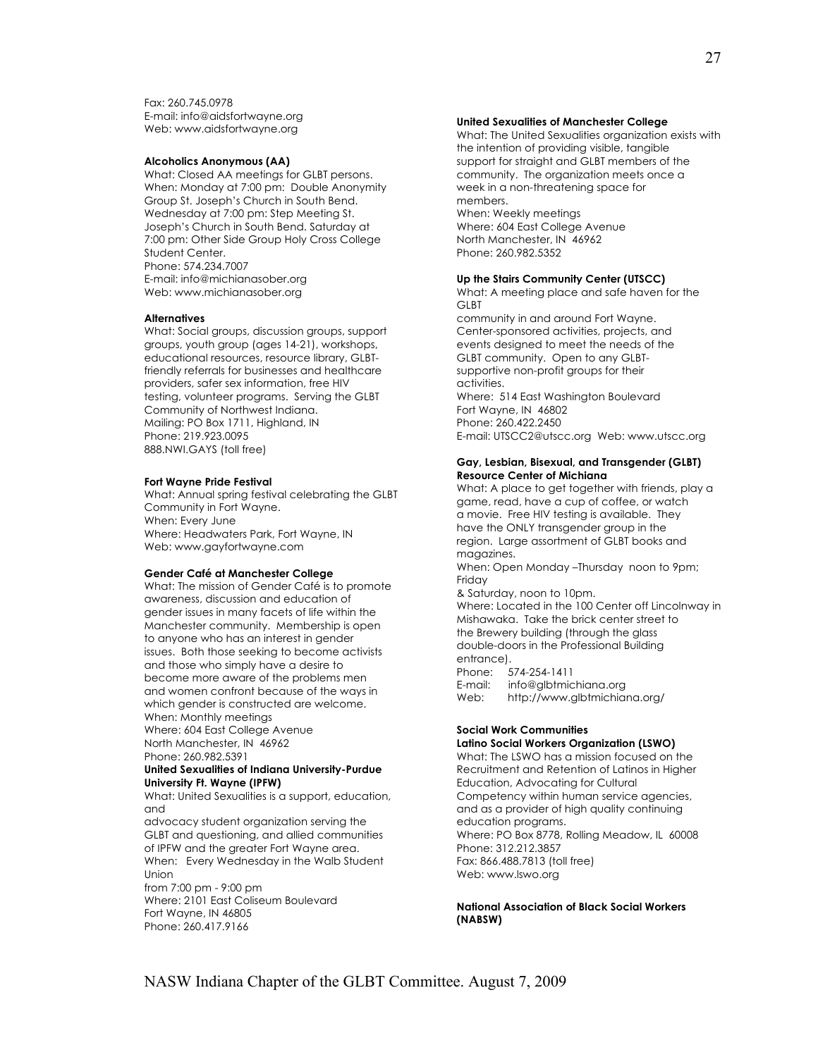Fax: 260.745.0978
E-mail: info@aidsfortwayne.org
Web: www.aidsfortwayne.org

**Alcoholics Anonymous (AA)**
What: Closed AA meetings for GLBT persons.
When: Monday at 7:00 pm: Double Anonymity Group St. Joseph's Church in South Bend. Wednesday at 7:00 pm: Step Meeting St. Joseph's Church in South Bend. Saturday at 7:00 pm: Other Side Group Holy Cross College Student Center.
Phone: 574.234.7007
E-mail: info@michianasober.org
Web: www.michianasober.org

**Alternatives**
What: Social groups, discussion groups, support groups, youth group (ages 14-21), workshops, educational resources, resource library, GLBT-friendly referrals for businesses and healthcare providers, safer sex information, free HIV testing, volunteer programs. Serving the GLBT Community of Northwest Indiana.
Mailing: PO Box 1711, Highland, IN
Phone: 219.923.0095
888.NWI.GAYS (toll free)

**Fort Wayne Pride Festival**
What: Annual spring festival celebrating the GLBT Community in Fort Wayne.
When: Every June
Where: Headwaters Park, Fort Wayne, IN
Web: www.gayfortwayne.com

**Gender Café at Manchester College**
What: The mission of Gender Café is to promote awareness, discussion and education of gender issues in many facets of life within the Manchester community. Membership is open to anyone who has an interest in gender issues. Both those seeking to become activists and those who simply have a desire to become more aware of the problems men and women confront because of the ways in which gender is constructed are welcome.
When: Monthly meetings
Where: 604 East College Avenue
North Manchester, IN 46962
Phone: 260.982.5391

**United Sexualities of Indiana University-Purdue University Ft. Wayne (IPFW)**
What: United Sexualities is a support, education, and advocacy student organization serving the GLBT and questioning, and allied communities of IPFW and the greater Fort Wayne area.
When: Every Wednesday in the Walb Student Union from 7:00 pm - 9:00 pm
Where: 2101 East Coliseum Boulevard
Fort Wayne, IN 46805
Phone: 260.417.9166

**United Sexualities of Manchester College**
What: The United Sexualities organization exists with the intention of providing visible, tangible support for straight and GLBT members of the community. The organization meets once a week in a non-threatening space for members.
When: Weekly meetings
Where: 604 East College Avenue
North Manchester, IN 46962
Phone: 260.982.5352

**Up the Stairs Community Center (UTSCC)**
What: A meeting place and safe haven for the GLBT community in and around Fort Wayne. Center-sponsored activities, projects, and events designed to meet the needs of the GLBT community. Open to any GLBT-supportive non-profit groups for their activities.
Where: 514 East Washington Boulevard
Fort Wayne, IN 46802
Phone: 260.422.2450
E-mail: UTSCC2@utscc.org Web: www.utscc.org

**Gay, Lesbian, Bisexual, and Transgender (GLBT) Resource Center of Michiana**
What: A place to get together with friends, play a game, read, have a cup of coffee, or watch a movie. Free HIV testing is available. They have the ONLY transgender group in the region. Large assortment of GLBT books and magazines.
When: Open Monday –Thursday noon to 9pm; Friday & Saturday, noon to 10pm.
Where: Located in the 100 Center off Lincolnway in Mishawaka. Take the brick center street to the Brewery building (through the glass double-doors in the Professional Building entrance).
Phone: 574-254-1411
E-mail: info@glbtmichiana.org
Web: http://www.glbtmichiana.org/

**Social Work Communities**

**Latino Social Workers Organization (LSWO)**
What: The LSWO has a mission focused on the Recruitment and Retention of Latinos in Higher Education, Advocating for Cultural Competency within human service agencies, and as a provider of high quality continuing education programs.
Where: PO Box 8778, Rolling Meadow, IL 60008
Phone: 312.212.3857
Fax: 866.488.7813 (toll free)
Web: www.lswo.org

**National Association of Black Social Workers (NABSW)**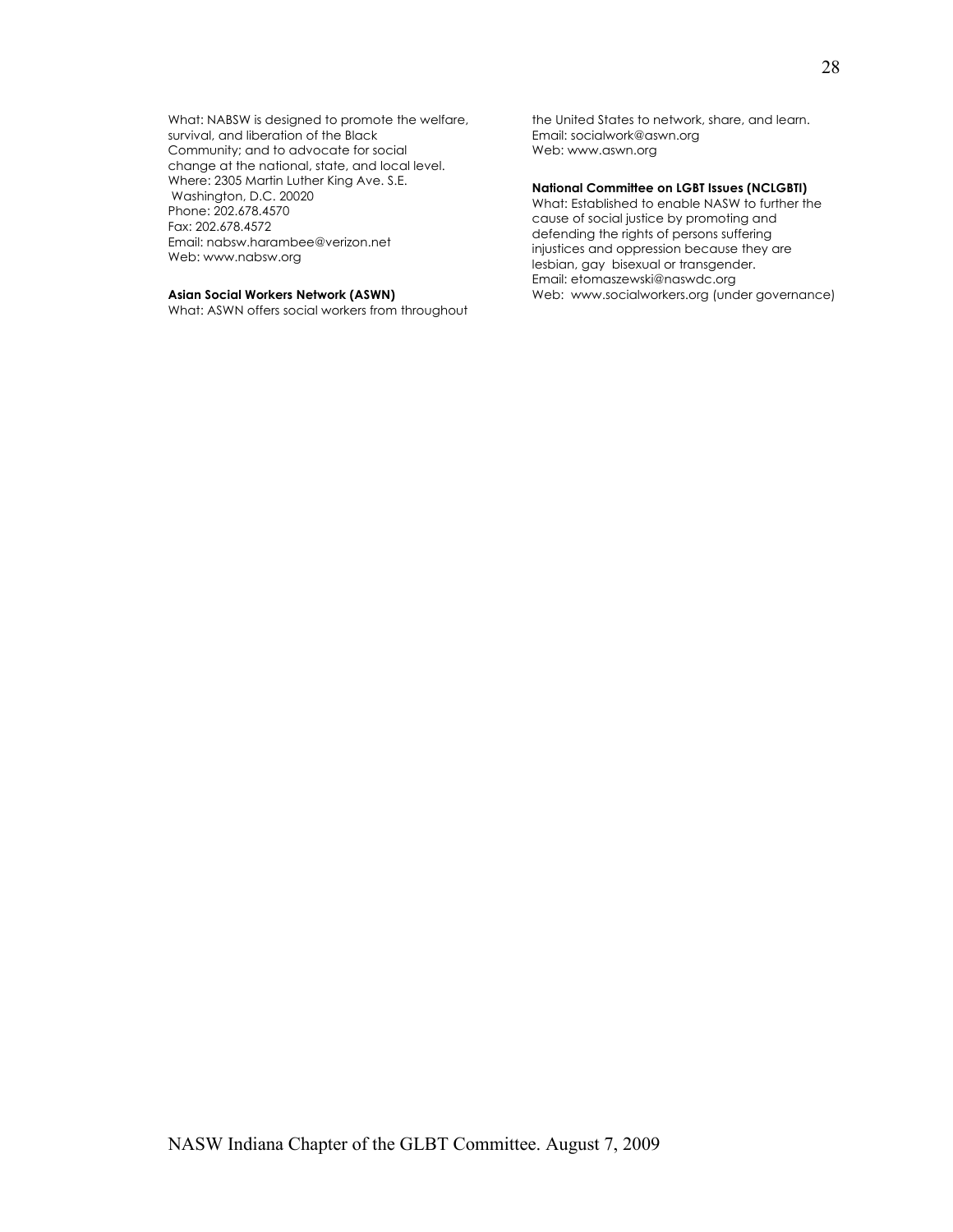What: NABSW is designed to promote the welfare, survival, and liberation of the Black Community; and to advocate for social change at the national, state, and local level.
Where: 2305 Martin Luther King Ave. S.E.
Washington, D.C. 20020
Phone: 202.678.4570
Fax: 202.678.4572
Email: nabsw.harambee@verizon.net
Web: www.nabsw.org

**Asian Social Workers Network (ASWN)**
What: ASWN offers social workers from throughout the United States to network, share, and learn.
Email: socialwork@aswn.org
Web: www.aswn.org

**National Committee on LGBT Issues (NCLGBTI)**
What: Established to enable NASW to further the cause of social justice by promoting and defending the rights of persons suffering injustices and oppression because they are lesbian, gay bisexual or transgender.
Email: etomaszewski@naswdc.org
Web: www.socialworkers.org (under governance)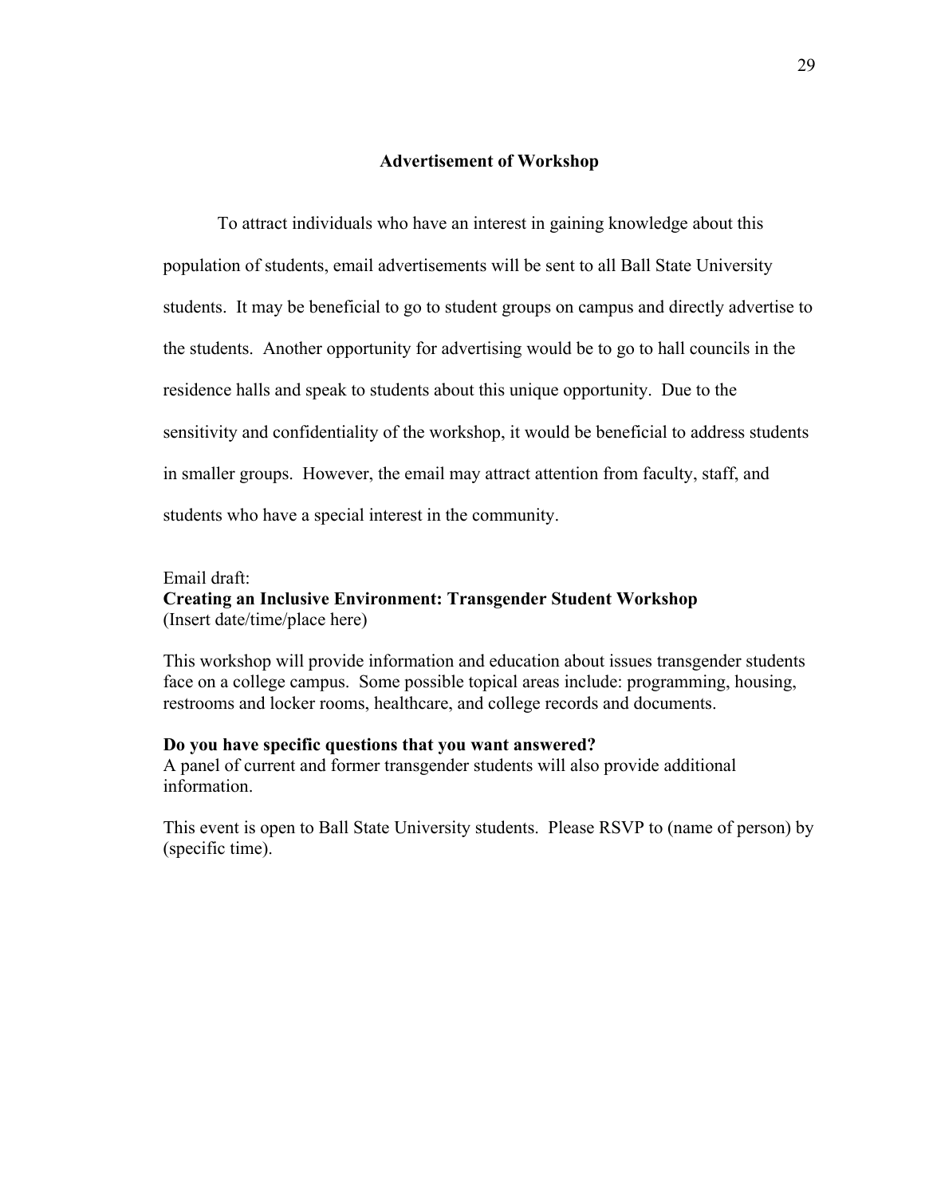## Advertisement of Workshop

To attract individuals who have an interest in gaining knowledge about this population of students, email advertisements will be sent to all Ball State University students. It may be beneficial to go to student groups on campus and directly advertise to the students. Another opportunity for advertising would be to go to hall councils in the residence halls and speak to students about this unique opportunity. Due to the sensitivity and confidentiality of the workshop, it would be beneficial to address students in smaller groups. However, the email may attract attention from faculty, staff, and students who have a special interest in the community.

Email draft:
**Creating an Inclusive Environment: Transgender Student Workshop**
(Insert date/time/place here)

This workshop will provide information and education about issues transgender students face on a college campus. Some possible topical areas include: programming, housing, restrooms and locker rooms, healthcare, and college records and documents.

**Do you have specific questions that you want answered?**
A panel of current and former transgender students will also provide additional information.

This event is open to Ball State University students. Please RSVP to (name of person) by (specific time).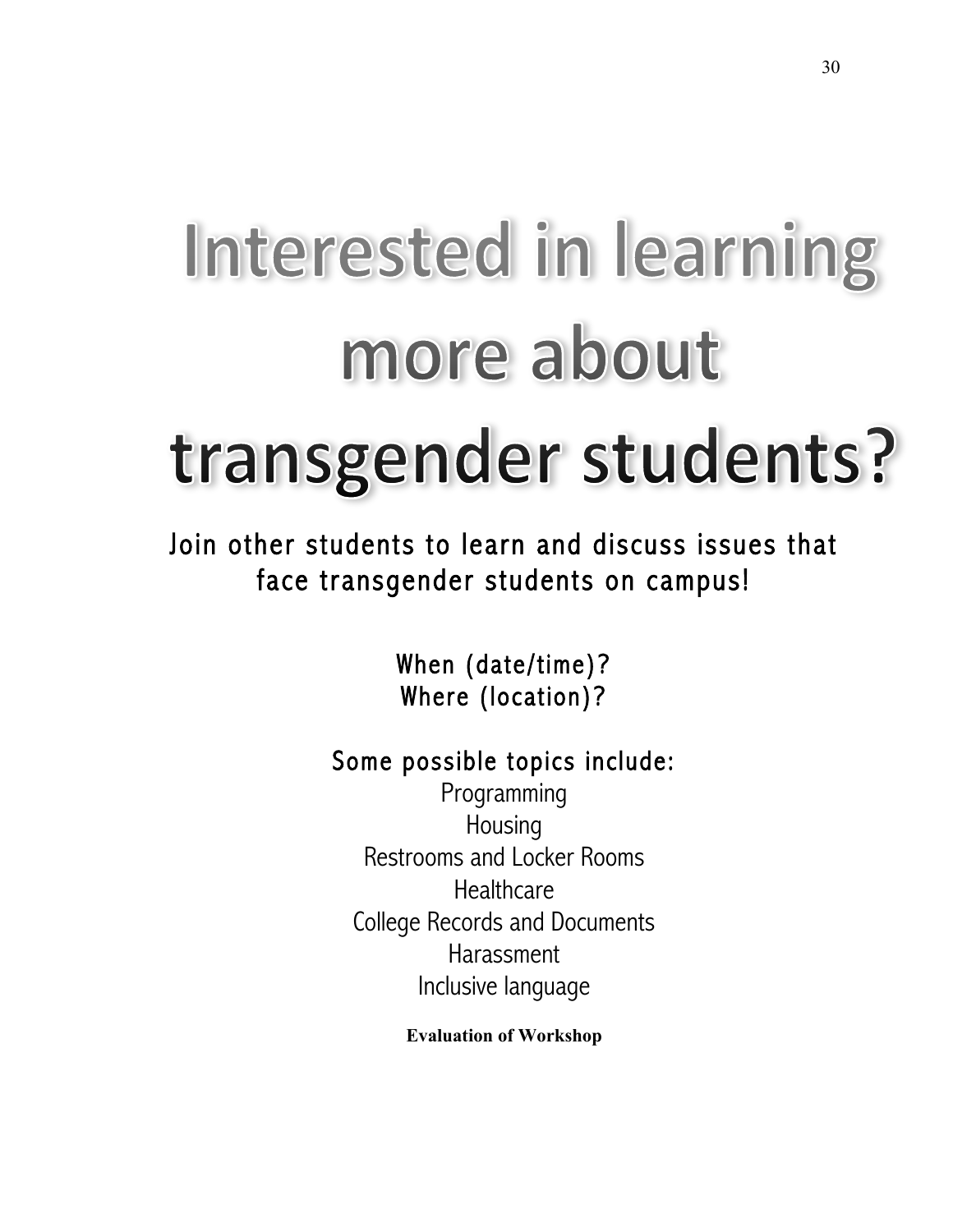# Interested in learning more about transgender students?

Join other students to learn and discuss issues that face transgender students on campus!

When (date/time)?
Where (location)?

Some possible topics include:

Programming
Housing
Restrooms and Locker Rooms
Healthcare
College Records and Documents
Harassment
Inclusive language

**Evaluation of Workshop**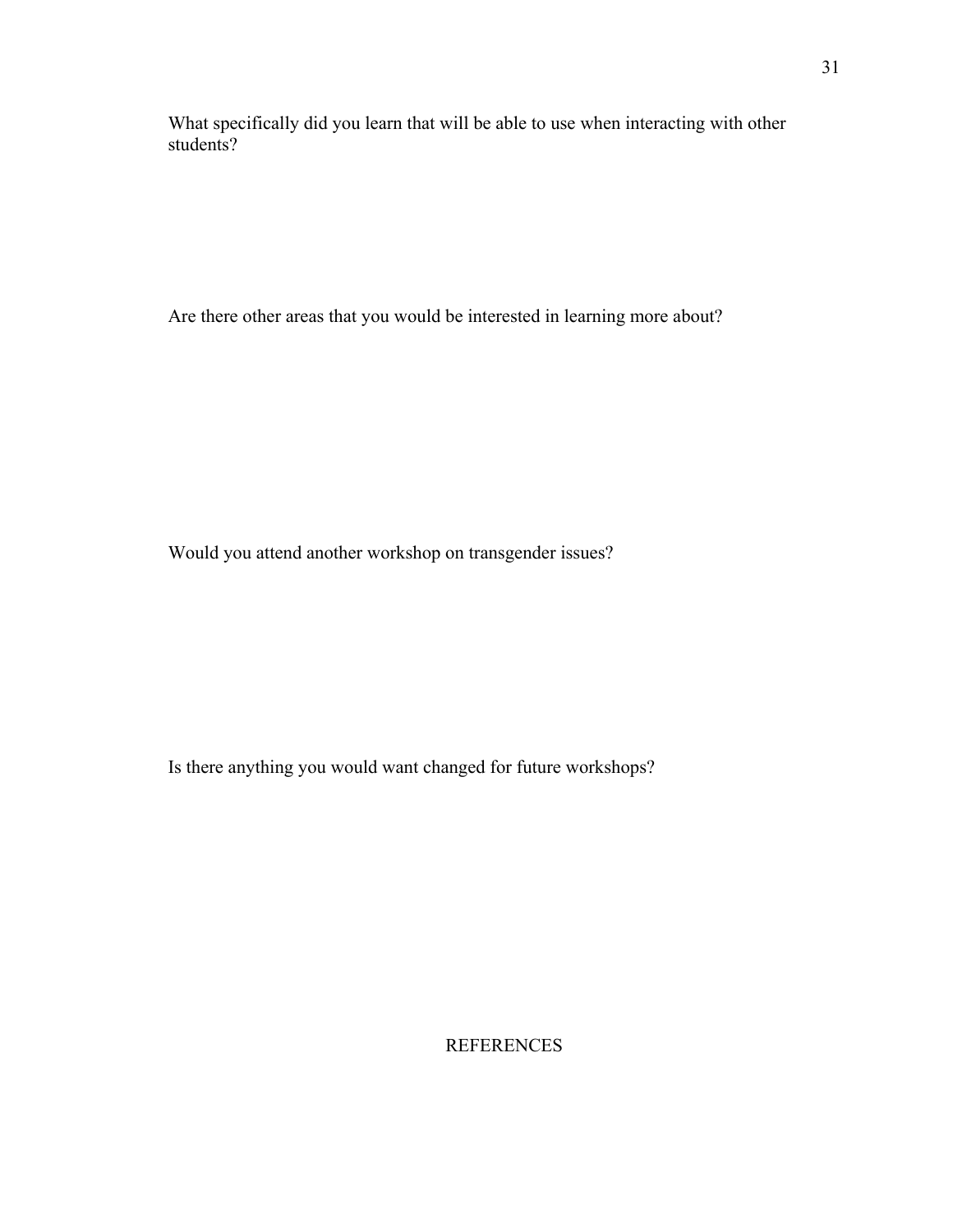What specifically did you learn that will be able to use when interacting with other students?

Are there other areas that you would be interested in learning more about?

Would you attend another workshop on transgender issues?

Is there anything you would want changed for future workshops?

# REFERENCES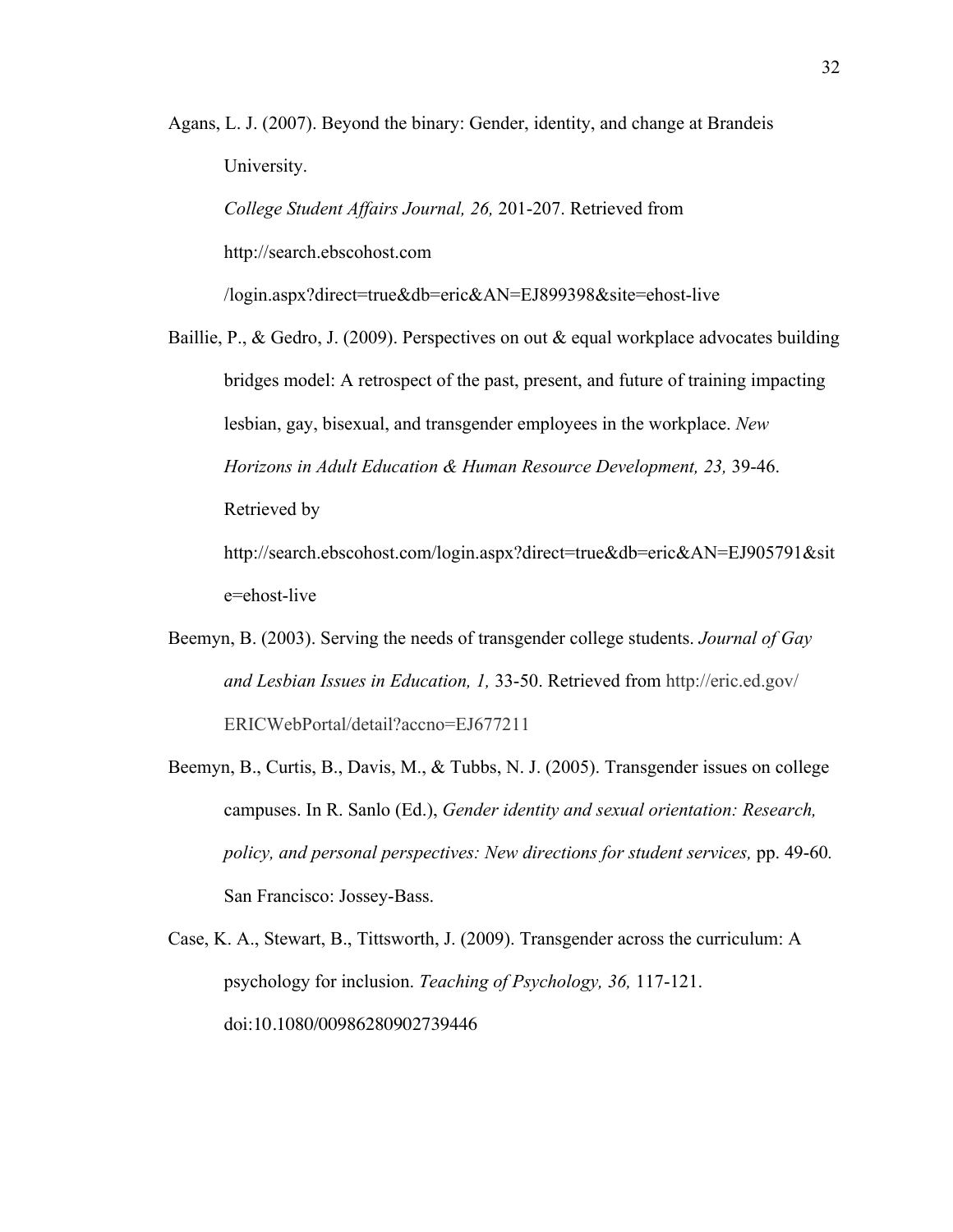Agans, L. J. (2007). Beyond the binary: Gender, identity, and change at Brandeis University. *College Student Affairs Journal, 26,* 201-207. Retrieved from http://search.ebscohost.com /login.aspx?direct=true&db=eric&AN=EJ899398&site=ehost-live

Baillie, P., & Gedro, J. (2009). Perspectives on out & equal workplace advocates building bridges model: A retrospect of the past, present, and future of training impacting lesbian, gay, bisexual, and transgender employees in the workplace. *New Horizons in Adult Education & Human Resource Development, 23,* 39-46. Retrieved by http://search.ebscohost.com/login.aspx?direct=true&db=eric&AN=EJ905791&site=ehost-live

Beemyn, B. (2003). Serving the needs of transgender college students. *Journal of Gay and Lesbian Issues in Education, 1,* 33-50. Retrieved from http://eric.ed.gov/ ERICWebPortal/detail?accno=EJ677211

Beemyn, B., Curtis, B., Davis, M., & Tubbs, N. J. (2005). Transgender issues on college campuses. In R. Sanlo (Ed.), *Gender identity and sexual orientation: Research, policy, and personal perspectives: New directions for student services,* pp. 49-60. San Francisco: Jossey-Bass.

Case, K. A., Stewart, B., Tittsworth, J. (2009). Transgender across the curriculum: A psychology for inclusion. *Teaching of Psychology, 36,* 117-121. doi:10.1080/00986280902739446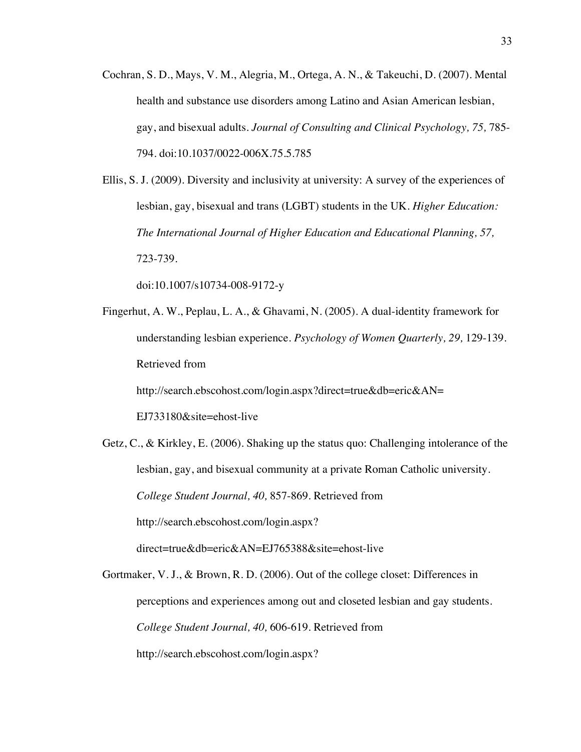Cochran, S. D., Mays, V. M., Alegria, M., Ortega, A. N., & Takeuchi, D. (2007). Mental health and substance use disorders among Latino and Asian American lesbian, gay, and bisexual adults. *Journal of Consulting and Clinical Psychology, 75,* 785-794. doi:10.1037/0022-006X.75.5.785

Ellis, S. J. (2009). Diversity and inclusivity at university: A survey of the experiences of lesbian, gay, bisexual and trans (LGBT) students in the UK. *Higher Education: The International Journal of Higher Education and Educational Planning, 57,* 723-739.

doi:10.1007/s10734-008-9172-y

Fingerhut, A. W., Peplau, L. A., & Ghavami, N. (2005). A dual-identity framework for understanding lesbian experience. *Psychology of Women Quarterly, 29,* 129-139. Retrieved from

http://search.ebscohost.com/login.aspx?direct=true&db=eric&AN=

EJ733180&site=ehost-live

Getz, C., & Kirkley, E. (2006). Shaking up the status quo: Challenging intolerance of the lesbian, gay, and bisexual community at a private Roman Catholic university. *College Student Journal, 40,* 857-869. Retrieved from

http://search.ebscohost.com/login.aspx?

direct=true&db=eric&AN=EJ765388&site=ehost-live

Gortmaker, V. J., & Brown, R. D. (2006). Out of the college closet: Differences in perceptions and experiences among out and closeted lesbian and gay students. *College Student Journal, 40,* 606-619. Retrieved from

http://search.ebscohost.com/login.aspx?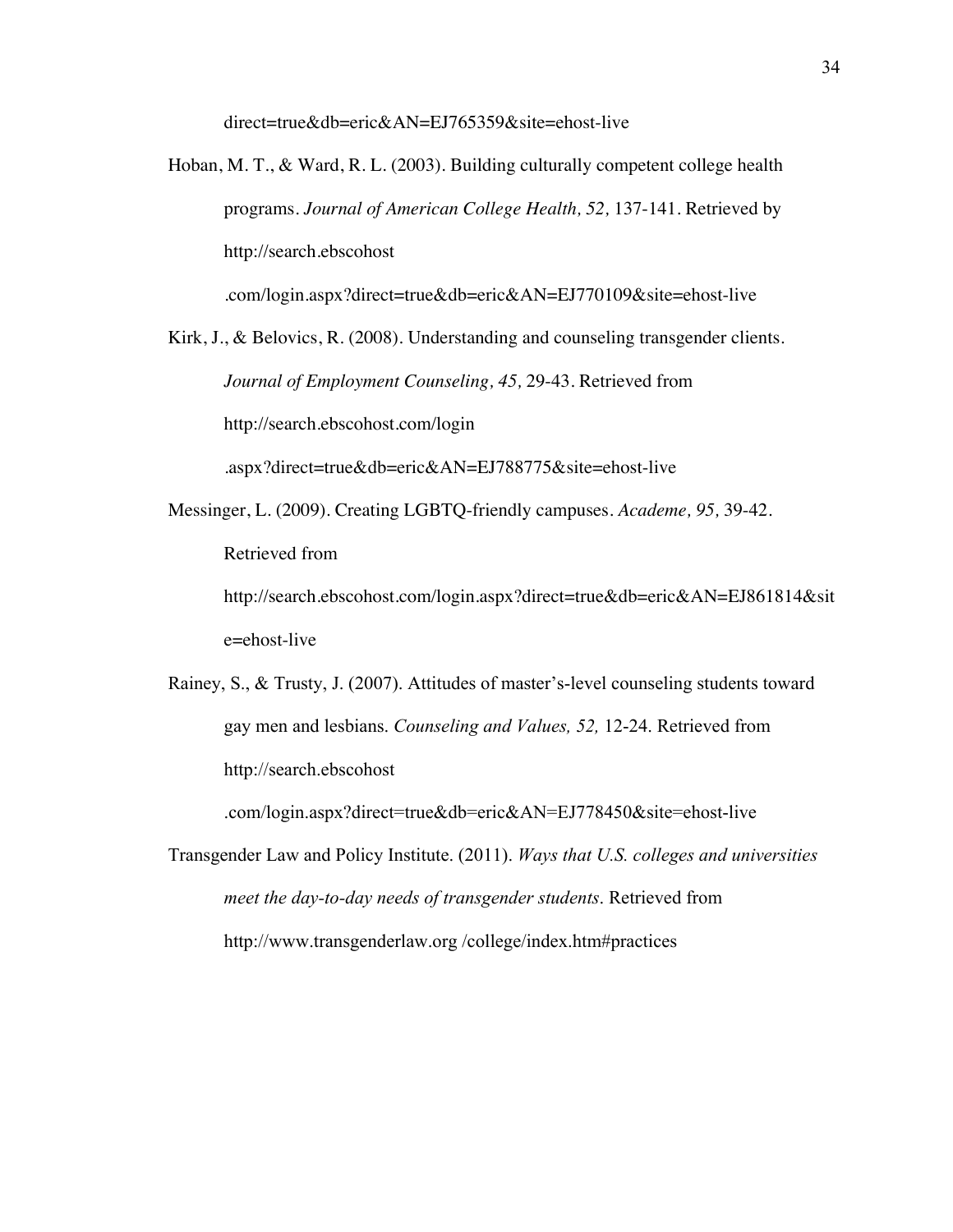direct=true&db=eric&AN=EJ765359&site=ehost-live

Hoban, M. T., & Ward, R. L. (2003). Building culturally competent college health programs. *Journal of American College Health, 52,* 137-141. Retrieved by http://search.ebscohost .com/login.aspx?direct=true&db=eric&AN=EJ770109&site=ehost-live

Kirk, J., & Belovics, R. (2008). Understanding and counseling transgender clients. *Journal of Employment Counseling, 45,* 29-43. Retrieved from http://search.ebscohost.com/login .aspx?direct=true&db=eric&AN=EJ788775&site=ehost-live

Messinger, L. (2009). Creating LGBTQ-friendly campuses. *Academe, 95,* 39-42. Retrieved from http://search.ebscohost.com/login.aspx?direct=true&db=eric&AN=EJ861814&site=ehost-live

Rainey, S., & Trusty, J. (2007). Attitudes of master's-level counseling students toward gay men and lesbians. *Counseling and Values, 52,* 12-24. Retrieved from http://search.ebscohost .com/login.aspx?direct=true&db=eric&AN=EJ778450&site=ehost-live

Transgender Law and Policy Institute. (2011). *Ways that U.S. colleges and universities meet the day-to-day needs of transgender students*. Retrieved from http://www.transgenderlaw.org /college/index.htm#practices